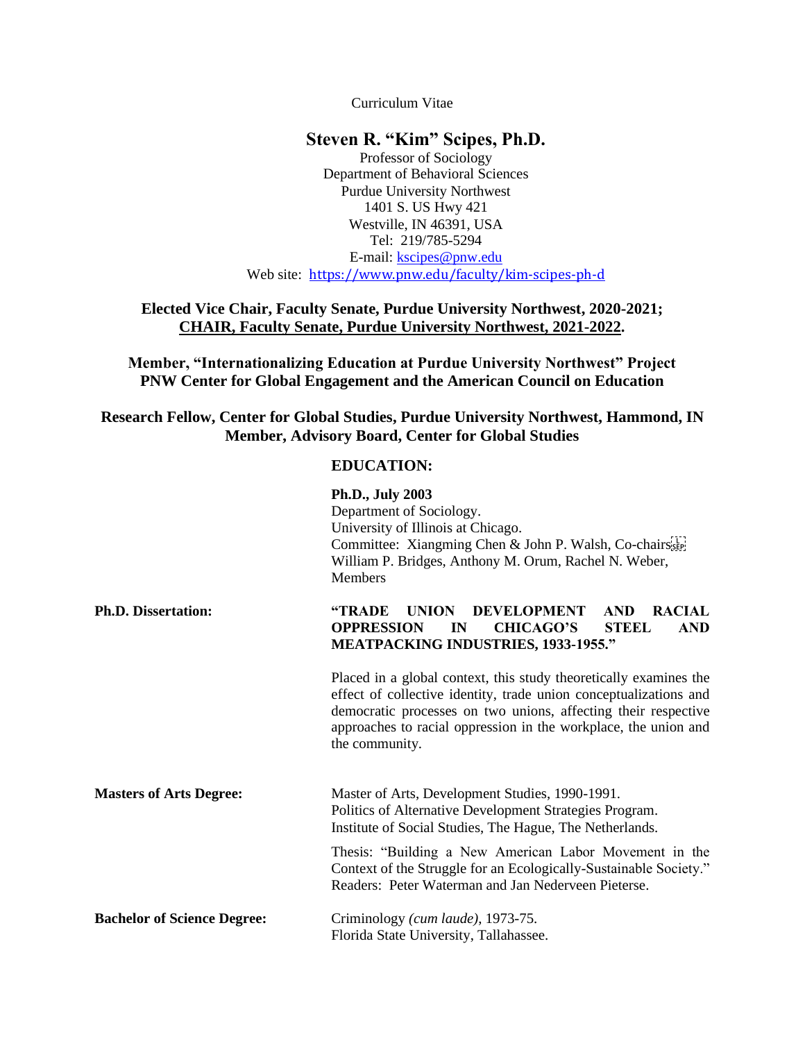Curriculum Vitae

# Steven R. "Kim" Scipes, Ph.D.

Professor of Sociology
Department of Behavioral Sciences
Purdue University Northwest
1401 S. US Hwy 421
Westville, IN 46391, USA
Tel: 219/785-5294
E-mail: [kscipes@pnw.edu](mailto:kscipes@pnw.edu)
Web site: [https://www.pnw.edu/faculty/kim-scipes-ph-d](https://www.pnw.edu/faculty/kim-scipes-ph-d)

**Elected Vice Chair, Faculty Senate, Purdue University Northwest, 2020-2021;**
**CHAIR, Faculty Senate, Purdue University Northwest, 2021-2022.**

**Member, "Internationalizing Education at Purdue University Northwest" Project**
**PNW Center for Global Engagement and the American Council on Education**

**Research Fellow, Center for Global Studies, Purdue University Northwest, Hammond, IN**
**Member, Advisory Board, Center for Global Studies**

## EDUCATION:

**Ph.D., July 2003**
Department of Sociology.
University of Illinois at Chicago.
Committee: Xiangming Chen & John P. Walsh, Co-chairs
William P. Bridges, Anthony M. Orum, Rachel N. Weber, Members

**Ph.D. Dissertation:** **"TRADE UNION DEVELOPMENT AND RACIAL OPPRESSION IN CHICAGO'S STEEL AND MEATPACKING INDUSTRIES, 1933-1955."**

Placed in a global context, this study theoretically examines the effect of collective identity, trade union conceptualizations and democratic processes on two unions, affecting their respective approaches to racial oppression in the workplace, the union and the community.

**Masters of Arts Degree:** Master of Arts, Development Studies, 1990-1991.
Politics of Alternative Development Strategies Program.
Institute of Social Studies, The Hague, The Netherlands.

Thesis: "Building a New American Labor Movement in the Context of the Struggle for an Ecologically-Sustainable Society."
Readers: Peter Waterman and Jan Nederveen Pieterse.

**Bachelor of Science Degree:** Criminology *(cum laude)*, 1973-75.
Florida State University, Tallahassee.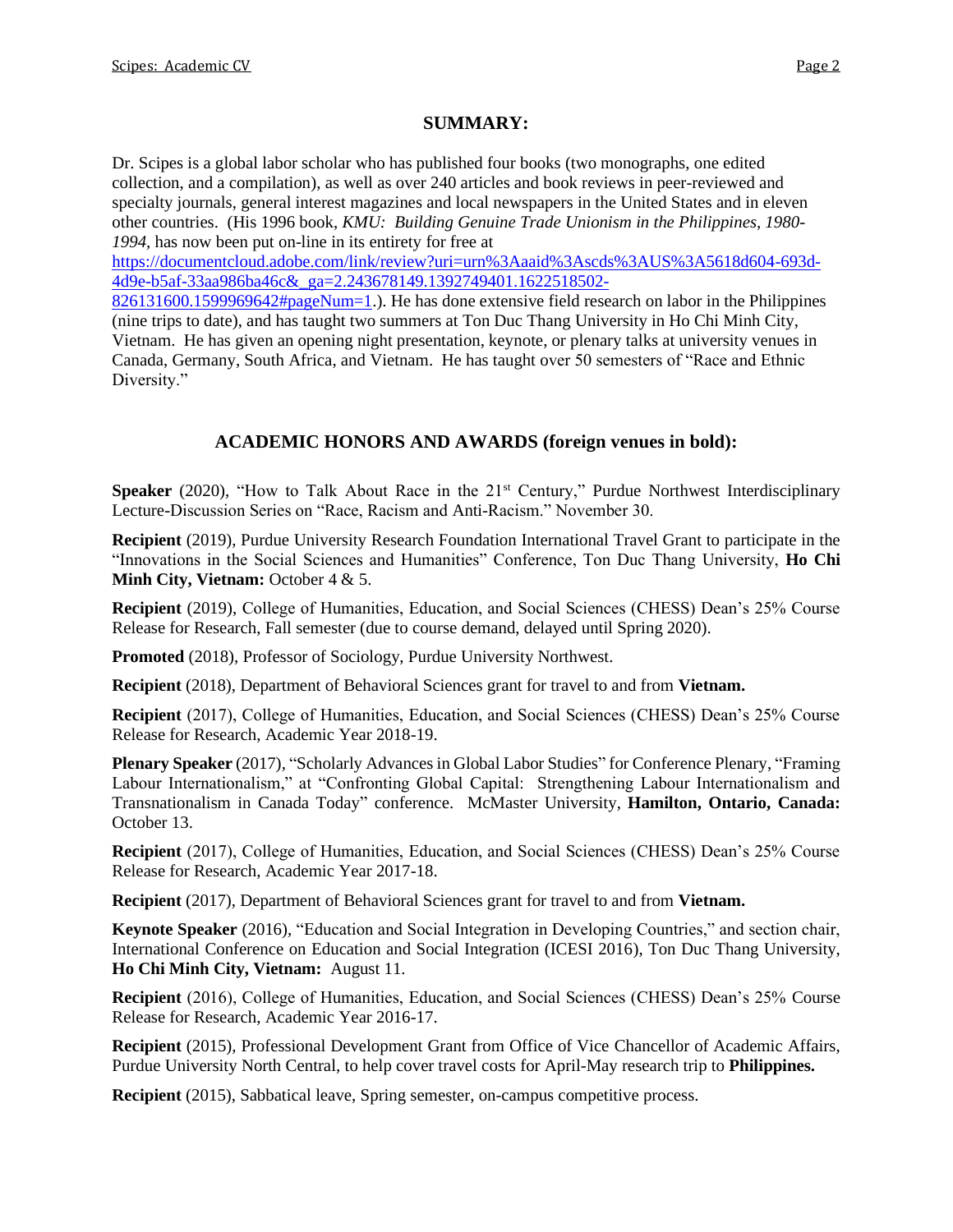## SUMMARY:

Dr. Scipes is a global labor scholar who has published four books (two monographs, one edited collection, and a compilation), as well as over 240 articles and book reviews in peer-reviewed and specialty journals, general interest magazines and local newspapers in the United States and in eleven other countries. (His 1996 book, *KMU: Building Genuine Trade Unionism in the Philippines, 1980-1994,* has now been put on-line in its entirety for free at https://documentcloud.adobe.com/link/review?uri=urn%3Aaaid%3Ascds%3AUS%3A5618d604-693d-4d9e-b5af-33aa986ba46c&_ga=2.243678149.1392749401.1622518502-826131600.1599969642#pageNum=1.). He has done extensive field research on labor in the Philippines (nine trips to date), and has taught two summers at Ton Duc Thang University in Ho Chi Minh City, Vietnam. He has given an opening night presentation, keynote, or plenary talks at university venues in Canada, Germany, South Africa, and Vietnam. He has taught over 50 semesters of "Race and Ethnic Diversity."

## ACADEMIC HONORS AND AWARDS (foreign venues in bold):

**Speaker** (2020), "How to Talk About Race in the 21st Century," Purdue Northwest Interdisciplinary Lecture-Discussion Series on "Race, Racism and Anti-Racism." November 30.

**Recipient** (2019), Purdue University Research Foundation International Travel Grant to participate in the "Innovations in the Social Sciences and Humanities" Conference, Ton Duc Thang University, **Ho Chi Minh City, Vietnam:** October 4 & 5.

**Recipient** (2019), College of Humanities, Education, and Social Sciences (CHESS) Dean's 25% Course Release for Research, Fall semester (due to course demand, delayed until Spring 2020).

**Promoted** (2018), Professor of Sociology, Purdue University Northwest.

**Recipient** (2018), Department of Behavioral Sciences grant for travel to and from **Vietnam.**

**Recipient** (2017), College of Humanities, Education, and Social Sciences (CHESS) Dean's 25% Course Release for Research, Academic Year 2018-19.

**Plenary Speaker** (2017), "Scholarly Advances in Global Labor Studies" for Conference Plenary, "Framing Labour Internationalism," at "Confronting Global Capital: Strengthening Labour Internationalism and Transnationalism in Canada Today" conference. McMaster University, **Hamilton, Ontario, Canada:** October 13.

**Recipient** (2017), College of Humanities, Education, and Social Sciences (CHESS) Dean's 25% Course Release for Research, Academic Year 2017-18.

**Recipient** (2017), Department of Behavioral Sciences grant for travel to and from **Vietnam.**

**Keynote Speaker** (2016), "Education and Social Integration in Developing Countries," and section chair, International Conference on Education and Social Integration (ICESI 2016), Ton Duc Thang University, **Ho Chi Minh City, Vietnam:** August 11.

**Recipient** (2016), College of Humanities, Education, and Social Sciences (CHESS) Dean's 25% Course Release for Research, Academic Year 2016-17.

**Recipient** (2015), Professional Development Grant from Office of Vice Chancellor of Academic Affairs, Purdue University North Central, to help cover travel costs for April-May research trip to **Philippines.**

**Recipient** (2015), Sabbatical leave, Spring semester, on-campus competitive process.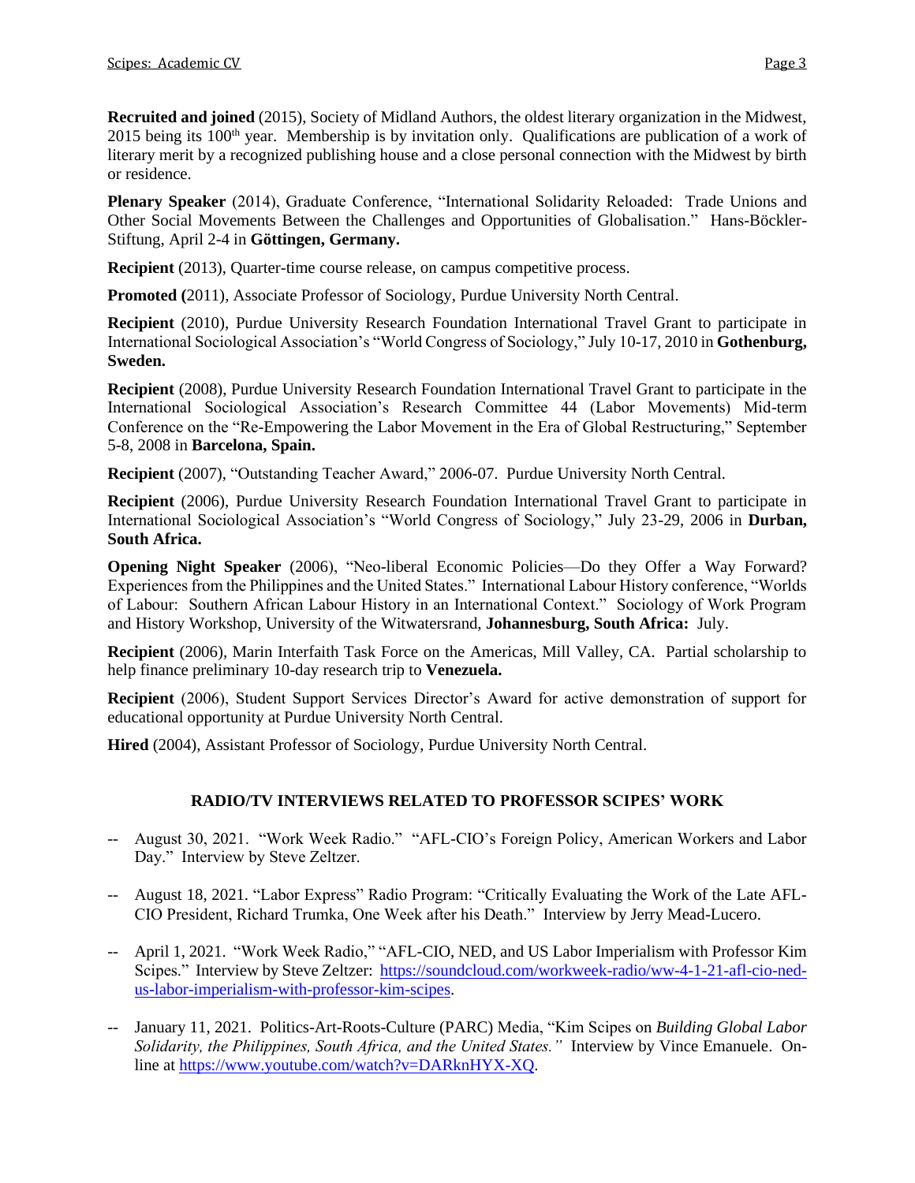**Recruited and joined** (2015), Society of Midland Authors, the oldest literary organization in the Midwest, 2015 being its 100th year. Membership is by invitation only. Qualifications are publication of a work of literary merit by a recognized publishing house and a close personal connection with the Midwest by birth or residence.

**Plenary Speaker** (2014), Graduate Conference, "International Solidarity Reloaded: Trade Unions and Other Social Movements Between the Challenges and Opportunities of Globalisation." Hans-Böckler-Stiftung, April 2-4 in **Göttingen, Germany.**

**Recipient** (2013), Quarter-time course release, on campus competitive process.

**Promoted (**2011), Associate Professor of Sociology, Purdue University North Central.

**Recipient** (2010), Purdue University Research Foundation International Travel Grant to participate in International Sociological Association's "World Congress of Sociology," July 10-17, 2010 in **Gothenburg, Sweden.**

**Recipient** (2008), Purdue University Research Foundation International Travel Grant to participate in the International Sociological Association's Research Committee 44 (Labor Movements) Mid-term Conference on the "Re-Empowering the Labor Movement in the Era of Global Restructuring," September 5-8, 2008 in **Barcelona, Spain.**

**Recipient** (2007), "Outstanding Teacher Award," 2006-07. Purdue University North Central.

**Recipient** (2006), Purdue University Research Foundation International Travel Grant to participate in International Sociological Association's "World Congress of Sociology," July 23-29, 2006 in **Durban, South Africa.**

**Opening Night Speaker** (2006), "Neo-liberal Economic Policies—Do they Offer a Way Forward? Experiences from the Philippines and the United States." International Labour History conference, "Worlds of Labour: Southern African Labour History in an International Context." Sociology of Work Program and History Workshop, University of the Witwatersrand, **Johannesburg, South Africa:** July.

**Recipient** (2006), Marin Interfaith Task Force on the Americas, Mill Valley, CA. Partial scholarship to help finance preliminary 10-day research trip to **Venezuela.**

**Recipient** (2006), Student Support Services Director's Award for active demonstration of support for educational opportunity at Purdue University North Central.

**Hired** (2004), Assistant Professor of Sociology, Purdue University North Central.

## RADIO/TV INTERVIEWS RELATED TO PROFESSOR SCIPES' WORK

-- August 30, 2021. "Work Week Radio." "AFL-CIO's Foreign Policy, American Workers and Labor Day." Interview by Steve Zeltzer.

-- August 18, 2021. "Labor Express" Radio Program: "Critically Evaluating the Work of the Late AFL-CIO President, Richard Trumka, One Week after his Death." Interview by Jerry Mead-Lucero.

-- April 1, 2021. "Work Week Radio," "AFL-CIO, NED, and US Labor Imperialism with Professor Kim Scipes." Interview by Steve Zeltzer: https://soundcloud.com/workweek-radio/ww-4-1-21-afl-cio-ned-us-labor-imperialism-with-professor-kim-scipes.

-- January 11, 2021. Politics-Art-Roots-Culture (PARC) Media, "Kim Scipes on *Building Global Labor Solidarity, the Philippines, South Africa, and the United States."* Interview by Vince Emanuele. On-line at https://www.youtube.com/watch?v=DARknHYX-XQ.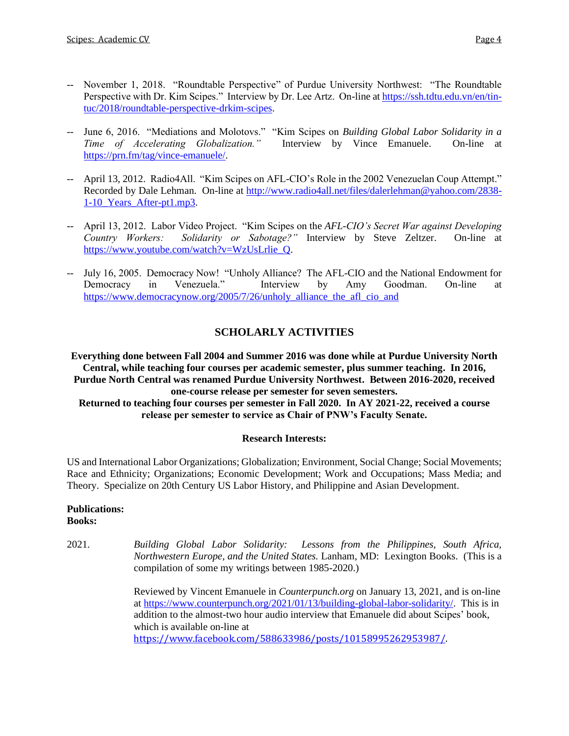-- November 1, 2018. "Roundtable Perspective" of Purdue University Northwest: "The Roundtable Perspective with Dr. Kim Scipes." Interview by Dr. Lee Artz. On-line at https://ssh.tdtu.edu.vn/en/tin-tuc/2018/roundtable-perspective-drkim-scipes.

-- June 6, 2016. "Mediations and Molotovs." "Kim Scipes on *Building Global Labor Solidarity in a Time of Accelerating Globalization."* Interview by Vince Emanuele. On-line at https://prn.fm/tag/vince-emanuele/.

-- April 13, 2012. Radio4All. "Kim Scipes on AFL-CIO's Role in the 2002 Venezuelan Coup Attempt." Recorded by Dale Lehman. On-line at http://www.radio4all.net/files/dalerlehman@yahoo.com/2838-1-10_Years_After-pt1.mp3.

-- April 13, 2012. Labor Video Project. "Kim Scipes on the *AFL-CIO's Secret War against Developing Country Workers: Solidarity or Sabotage?"* Interview by Steve Zeltzer. On-line at https://www.youtube.com/watch?v=WzUsLrlie_Q.

-- July 16, 2005. Democracy Now! "Unholy Alliance? The AFL-CIO and the National Endowment for Democracy in Venezuela." Interview by Amy Goodman. On-line at https://www.democracynow.org/2005/7/26/unholy_alliance_the_afl_cio_and

## SCHOLARLY ACTIVITIES

**Everything done between Fall 2004 and Summer 2016 was done while at Purdue University North Central, while teaching four courses per academic semester, plus summer teaching. In 2016, Purdue North Central was renamed Purdue University Northwest. Between 2016-2020, received one-course release per semester for seven semesters.**
**Returned to teaching four courses per semester in Fall 2020. In AY 2021-22, received a course release per semester to service as Chair of PNW's Faculty Senate.**

### Research Interests:

US and International Labor Organizations; Globalization; Environment, Social Change; Social Movements; Race and Ethnicity; Organizations; Economic Development; Work and Occupations; Mass Media; and Theory. Specialize on 20th Century US Labor History, and Philippine and Asian Development.

**Publications:**
**Books:**

2021. *Building Global Labor Solidarity: Lessons from the Philippines, South Africa, Northwestern Europe, and the United States.* Lanham, MD: Lexington Books. (This is a compilation of some my writings between 1985-2020.)

Reviewed by Vincent Emanuele in *Counterpunch.org* on January 13, 2021, and is on-line at https://www.counterpunch.org/2021/01/13/building-global-labor-solidarity/. This is in addition to the almost-two hour audio interview that Emanuele did about Scipes' book, which is available on-line at https://www.facebook.com/588633986/posts/10158995262953987/.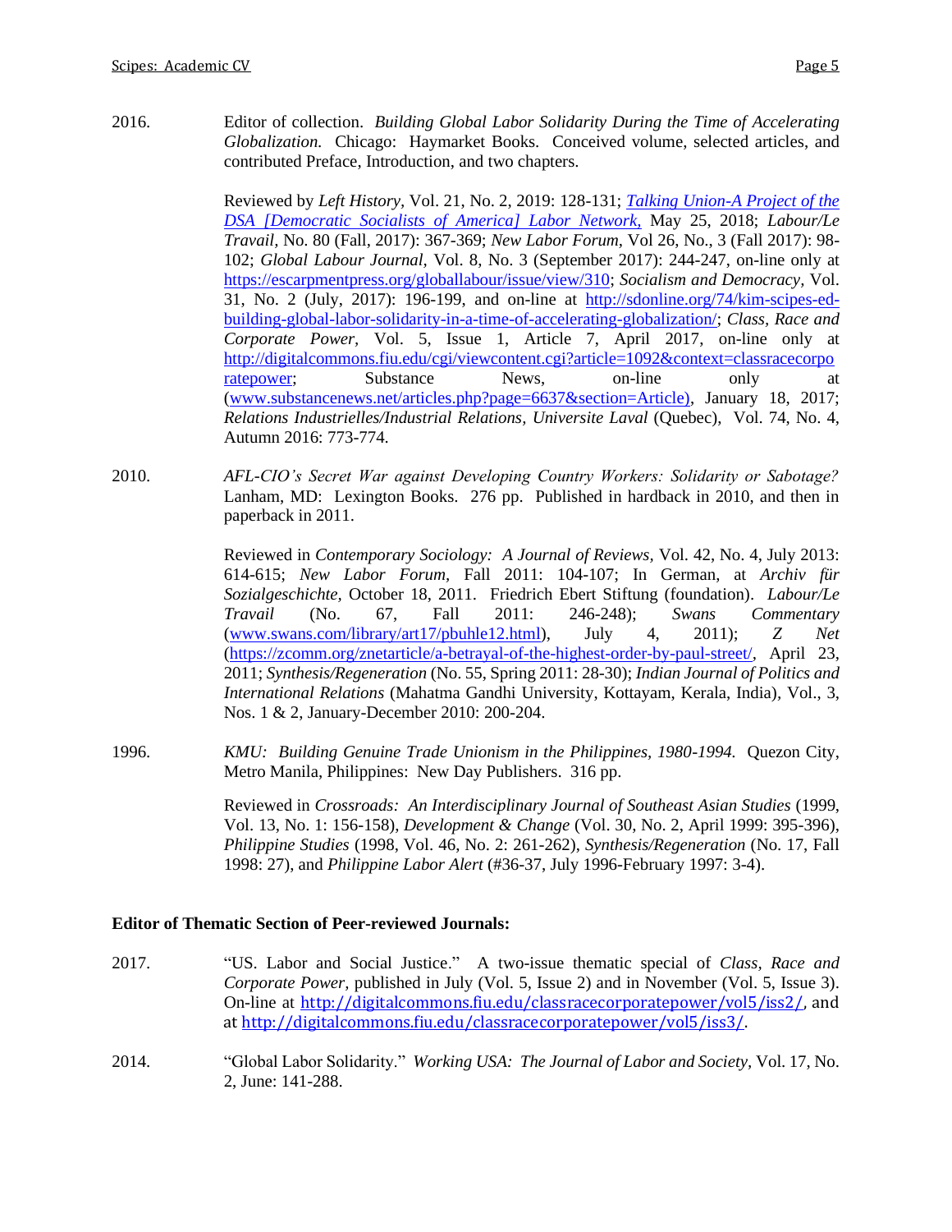2016. Editor of collection. *Building Global Labor Solidarity During the Time of Accelerating Globalization.* Chicago: Haymarket Books. Conceived volume, selected articles, and contributed Preface, Introduction, and two chapters.

Reviewed by *Left History*, Vol. 21, No. 2, 2019: 128-131; *Talking Union-A Project of the DSA [Democratic Socialists of America] Labor Network,* May 25, 2018; *Labour/Le Travail*, No. 80 (Fall, 2017): 367-369; *New Labor Forum*, Vol 26, No., 3 (Fall 2017): 98-102; *Global Labour Journal*, Vol. 8, No. 3 (September 2017): 244-247, on-line only at https://escarpmentpress.org/globallabour/issue/view/310; *Socialism and Democracy*, Vol. 31, No. 2 (July, 2017): 196-199, and on-line at http://sdonline.org/74/kim-scipes-ed-building-global-labor-solidarity-in-a-time-of-accelerating-globalization/; *Class, Race and Corporate Power*, Vol. 5, Issue 1, Article 7, April 2017, on-line only at http://digitalcommons.fiu.edu/cgi/viewcontent.cgi?article=1092&context=classracecorporatepower; Substance News, on-line only at (www.substancenews.net/articles.php?page=6637&section=Article), January 18, 2017; *Relations Industrielles/Industrial Relations*, *Universite Laval* (Quebec), Vol. 74, No. 4, Autumn 2016: 773-774.

2010. *AFL-CIO's Secret War against Developing Country Workers: Solidarity or Sabotage?* Lanham, MD: Lexington Books. 276 pp. Published in hardback in 2010, and then in paperback in 2011.

Reviewed in *Contemporary Sociology: A Journal of Reviews*, Vol. 42, No. 4, July 2013: 614-615; *New Labor Forum*, Fall 2011: 104-107; In German, at *Archiv für Sozialgeschichte*, October 18, 2011. Friedrich Ebert Stiftung (foundation). *Labour/Le Travail* (No. 67, Fall 2011: 246-248); *Swans Commentary* (www.swans.com/library/art17/pbuhle12.html), July 4, 2011); *Z Net* (https://zcomm.org/znetarticle/a-betrayal-of-the-highest-order-by-paul-street/, April 23, 2011; *Synthesis/Regeneration* (No. 55, Spring 2011: 28-30); *Indian Journal of Politics and International Relations* (Mahatma Gandhi University, Kottayam, Kerala, India), Vol., 3, Nos. 1 & 2, January-December 2010: 200-204.

1996. *KMU: Building Genuine Trade Unionism in the Philippines, 1980-1994.* Quezon City, Metro Manila, Philippines: New Day Publishers. 316 pp.

Reviewed in *Crossroads: An Interdisciplinary Journal of Southeast Asian Studies* (1999, Vol. 13, No. 1: 156-158), *Development & Change* (Vol. 30, No. 2, April 1999: 395-396), *Philippine Studies* (1998, Vol. 46, No. 2: 261-262), *Synthesis/Regeneration* (No. 17, Fall 1998: 27), and *Philippine Labor Alert* (#36-37, July 1996-February 1997: 3-4).

**Editor of Thematic Section of Peer-reviewed Journals:**

2017. "US. Labor and Social Justice." A two-issue thematic special of *Class, Race and Corporate Power*, published in July (Vol. 5, Issue 2) and in November (Vol. 5, Issue 3). On-line at http://digitalcommons.fiu.edu/classracecorporatepower/vol5/iss2/, and at http://digitalcommons.fiu.edu/classracecorporatepower/vol5/iss3/.

2014. "Global Labor Solidarity." *Working USA: The Journal of Labor and Society*, Vol. 17, No. 2, June: 141-288.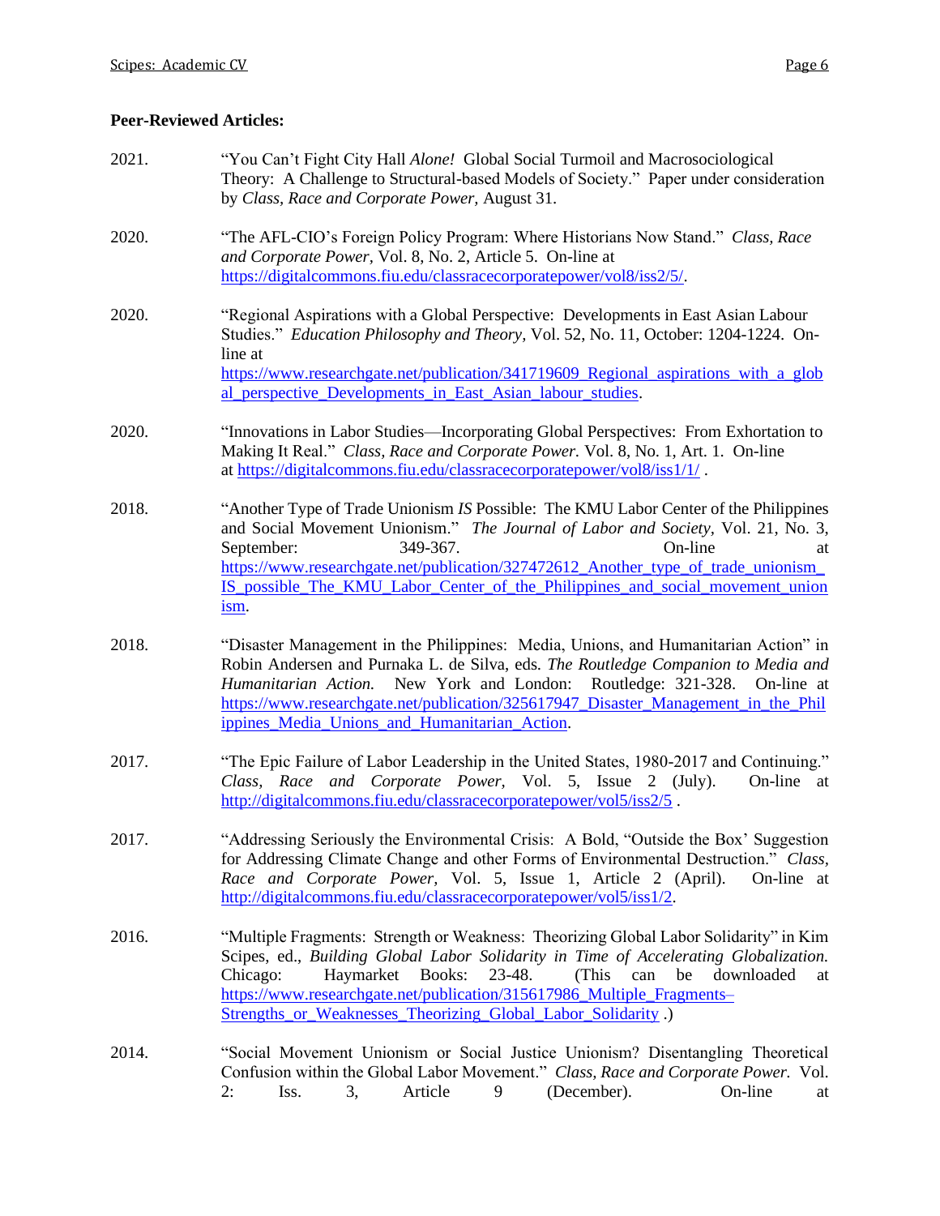**Peer-Reviewed Articles:**

2021. "You Can't Fight City Hall *Alone!* Global Social Turmoil and Macrosociological Theory: A Challenge to Structural-based Models of Society." Paper under consideration by *Class, Race and Corporate Power*, August 31.

2020. "The AFL-CIO's Foreign Policy Program: Where Historians Now Stand." *Class, Race and Corporate Power*, Vol. 8, No. 2, Article 5. On-line at https://digitalcommons.fiu.edu/classracecorporatepower/vol8/iss2/5/.

2020. "Regional Aspirations with a Global Perspective: Developments in East Asian Labour Studies." *Education Philosophy and Theory*, Vol. 52, No. 11, October: 1204-1224. On-line at https://www.researchgate.net/publication/341719609_Regional_aspirations_with_a_global_perspective_Developments_in_East_Asian_labour_studies.

2020. "Innovations in Labor Studies—Incorporating Global Perspectives: From Exhortation to Making It Real." *Class, Race and Corporate Power.* Vol. 8, No. 1, Art. 1. On-line at https://digitalcommons.fiu.edu/classracecorporatepower/vol8/iss1/1/ .

2018. "Another Type of Trade Unionism *IS* Possible: The KMU Labor Center of the Philippines and Social Movement Unionism." *The Journal of Labor and Society*, Vol. 21, No. 3, September: 349-367. On-line at https://www.researchgate.net/publication/327472612_Another_type_of_trade_unionism_IS_possible_The_KMU_Labor_Center_of_the_Philippines_and_social_movement_unionism.

2018. "Disaster Management in the Philippines: Media, Unions, and Humanitarian Action" in Robin Andersen and Purnaka L. de Silva, eds. *The Routledge Companion to Media and Humanitarian Action.* New York and London: Routledge: 321-328. On-line at https://www.researchgate.net/publication/325617947_Disaster_Management_in_the_Philippines_Media_Unions_and_Humanitarian_Action.

2017. "The Epic Failure of Labor Leadership in the United States, 1980-2017 and Continuing." *Class, Race and Corporate Power*, Vol. 5, Issue 2 (July). On-line at http://digitalcommons.fiu.edu/classracecorporatepower/vol5/iss2/5 .

2017. "Addressing Seriously the Environmental Crisis: A Bold, "Outside the Box' Suggestion for Addressing Climate Change and other Forms of Environmental Destruction." *Class, Race and Corporate Power*, Vol. 5, Issue 1, Article 2 (April). On-line at http://digitalcommons.fiu.edu/classracecorporatepower/vol5/iss1/2.

2016. "Multiple Fragments: Strength or Weakness: Theorizing Global Labor Solidarity" in Kim Scipes, ed., *Building Global Labor Solidarity in Time of Accelerating Globalization.* Chicago: Haymarket Books: 23-48. (This can be downloaded at https://www.researchgate.net/publication/315617986_Multiple_Fragments–Strengths_or_Weaknesses_Theorizing_Global_Labor_Solidarity .)

2014. "Social Movement Unionism or Social Justice Unionism? Disentangling Theoretical Confusion within the Global Labor Movement." *Class, Race and Corporate Power.* Vol. 2: Iss. 3, Article 9 (December). On-line at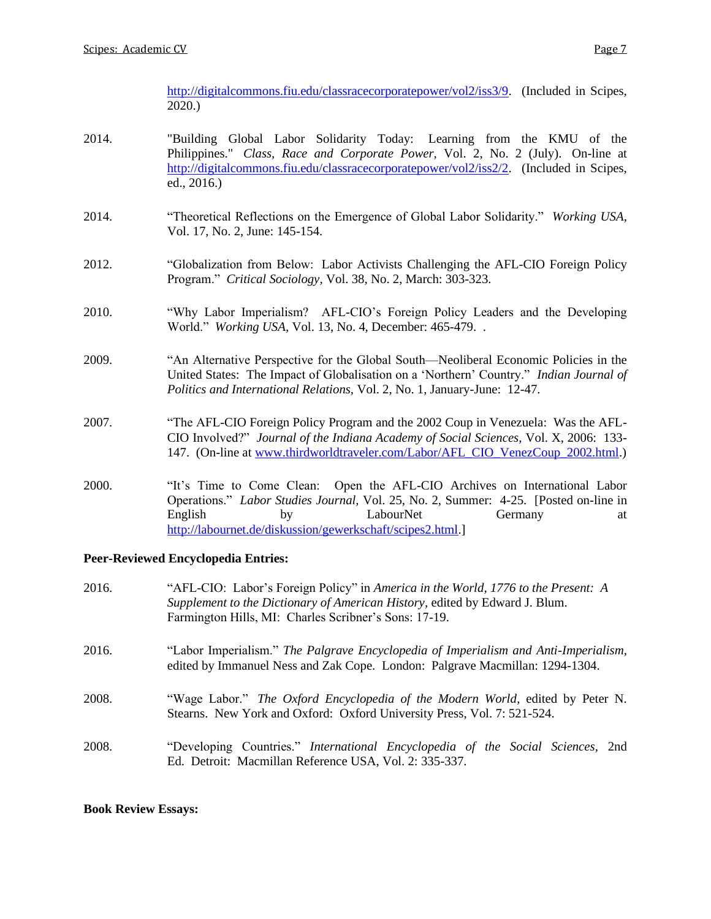http://digitalcommons.fiu.edu/classracecorporatepower/vol2/iss3/9. (Included in Scipes, 2020.)

2014. "Building Global Labor Solidarity Today: Learning from the KMU of the Philippines." *Class, Race and Corporate Power,* Vol. 2, No. 2 (July). On-line at http://digitalcommons.fiu.edu/classracecorporatepower/vol2/iss2/2. (Included in Scipes, ed., 2016.)

2014. "Theoretical Reflections on the Emergence of Global Labor Solidarity." *Working USA,* Vol. 17, No. 2, June: 145-154.

2012. "Globalization from Below: Labor Activists Challenging the AFL-CIO Foreign Policy Program." *Critical Sociology,* Vol. 38, No. 2, March: 303-323.

2010. "Why Labor Imperialism? AFL-CIO's Foreign Policy Leaders and the Developing World." *Working USA,* Vol. 13, No. 4, December: 465-479. .

2009. "An Alternative Perspective for the Global South—Neoliberal Economic Policies in the United States: The Impact of Globalisation on a 'Northern' Country." *Indian Journal of Politics and International Relations,* Vol. 2, No. 1, January-June: 12-47.

2007. "The AFL-CIO Foreign Policy Program and the 2002 Coup in Venezuela: Was the AFL-CIO Involved?" *Journal of the Indiana Academy of Social Sciences,* Vol. X, 2006: 133-147. (On-line at www.thirdworldtraveler.com/Labor/AFL_CIO_VenezCoup_2002.html.)

2000. "It's Time to Come Clean: Open the AFL-CIO Archives on International Labor Operations." *Labor Studies Journal,* Vol. 25, No. 2, Summer: 4-25. [Posted on-line in English by LabourNet Germany at http://labournet.de/diskussion/gewerkschaft/scipes2.html.]

**Peer-Reviewed Encyclopedia Entries:**

2016. "AFL-CIO: Labor's Foreign Policy" in *America in the World, 1776 to the Present: A Supplement to the Dictionary of American History,* edited by Edward J. Blum. Farmington Hills, MI: Charles Scribner's Sons: 17-19.

2016. "Labor Imperialism." *The Palgrave Encyclopedia of Imperialism and Anti-Imperialism,* edited by Immanuel Ness and Zak Cope. London: Palgrave Macmillan: 1294-1304.

2008. "Wage Labor." *The Oxford Encyclopedia of the Modern World,* edited by Peter N. Stearns. New York and Oxford: Oxford University Press, Vol. 7: 521-524.

2008. "Developing Countries." *International Encyclopedia of the Social Sciences,* 2nd Ed. Detroit: Macmillan Reference USA, Vol. 2: 335-337.

**Book Review Essays:**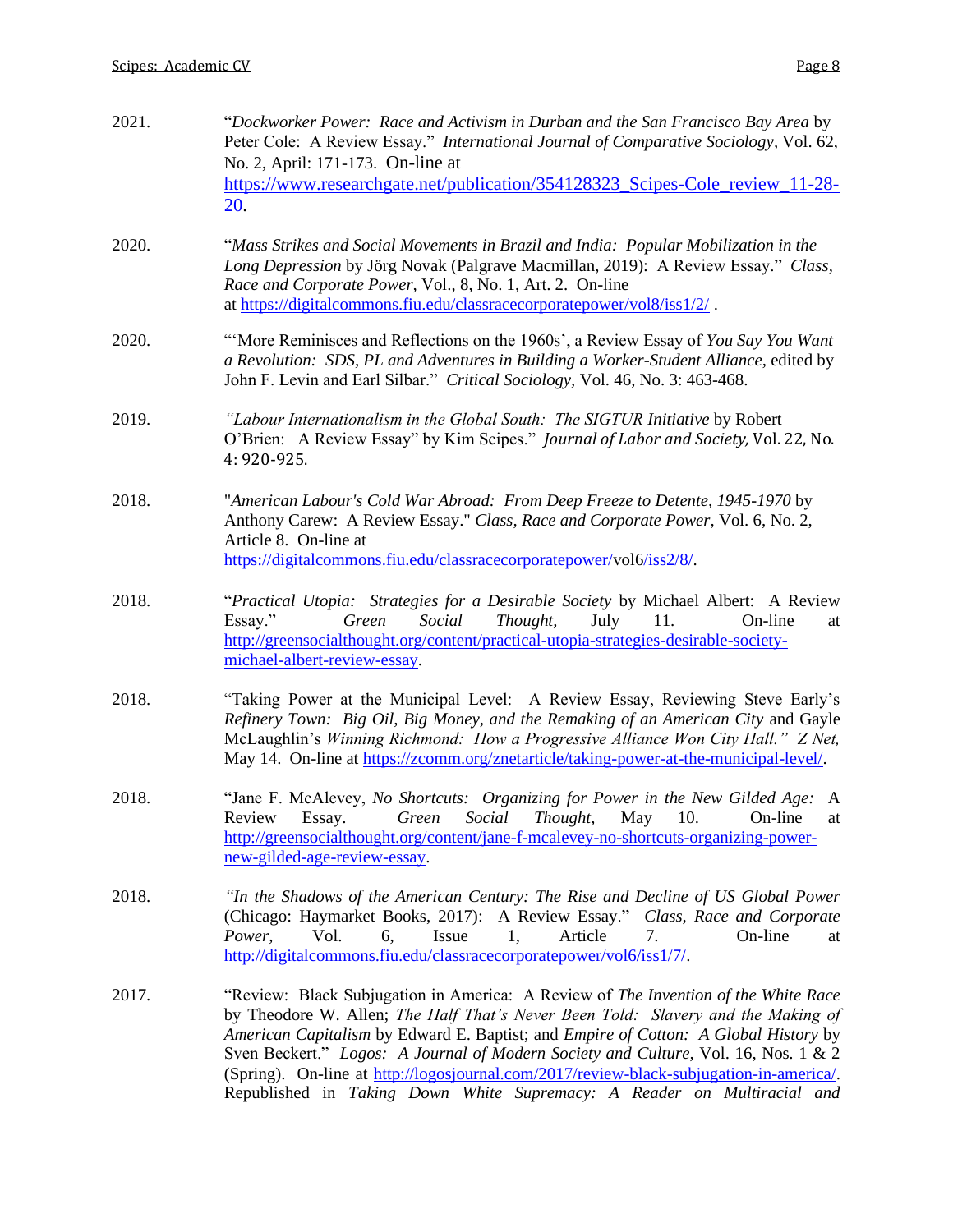2021. "*Dockworker Power: Race and Activism in Durban and the San Francisco Bay Area* by Peter Cole: A Review Essay." *International Journal of Comparative Sociology*, Vol. 62, No. 2, April: 171-173. On-line at https://www.researchgate.net/publication/354128323_Scipes-Cole_review_11-28-20.

2020. "*Mass Strikes and Social Movements in Brazil and India: Popular Mobilization in the Long Depression* by Jörg Novak (Palgrave Macmillan, 2019): A Review Essay." *Class, Race and Corporate Power,* Vol., 8, No. 1, Art. 2. On-line at https://digitalcommons.fiu.edu/classracecorporatepower/vol8/iss1/2/ .

2020. "'More Reminisces and Reflections on the 1960s', a Review Essay of *You Say You Want a Revolution: SDS, PL and Adventures in Building a Worker-Student Alliance,* edited by John F. Levin and Earl Silbar." *Critical Sociology,* Vol. 46, No. 3: 463-468.

2019. *"Labour Internationalism in the Global South: The SIGTUR Initiative* by Robert O'Brien: A Review Essay" by Kim Scipes." *Journal of Labor and Society,* Vol. 22, No. 4: 920-925.

2018. "*American Labour's Cold War Abroad: From Deep Freeze to Detente, 1945-1970* by Anthony Carew: A Review Essay." *Class, Race and Corporate Power*, Vol. 6, No. 2, Article 8. On-line at https://digitalcommons.fiu.edu/classracecorporatepower/vol6/iss2/8/.

2018. "*Practical Utopia: Strategies for a Desirable Society* by Michael Albert: A Review Essay." *Green Social Thought,* July 11. On-line at http://greensocialthought.org/content/practical-utopia-strategies-desirable-society-michael-albert-review-essay.

2018. "Taking Power at the Municipal Level: A Review Essay, Reviewing Steve Early's *Refinery Town: Big Oil, Big Money, and the Remaking of an American City* and Gayle McLaughlin's *Winning Richmond: How a Progressive Alliance Won City Hall." Z Net,* May 14. On-line at https://zcomm.org/znetarticle/taking-power-at-the-municipal-level/.

2018. "Jane F. McAlevey, *No Shortcuts: Organizing for Power in the New Gilded Age:* A Review Essay. *Green Social Thought,* May 10. On-line at http://greensocialthought.org/content/jane-f-mcalevey-no-shortcuts-organizing-power-new-gilded-age-review-essay.

2018. *"In the Shadows of the American Century: The Rise and Decline of US Global Power* (Chicago: Haymarket Books, 2017): A Review Essay." *Class, Race and Corporate Power,* Vol. 6, Issue 1, Article 7. On-line at http://digitalcommons.fiu.edu/classracecorporatepower/vol6/iss1/7/.

2017. "Review: Black Subjugation in America: A Review of *The Invention of the White Race* by Theodore W. Allen; *The Half That's Never Been Told: Slavery and the Making of American Capitalism* by Edward E. Baptist; and *Empire of Cotton: A Global History* by Sven Beckert." *Logos: A Journal of Modern Society and Culture*, Vol. 16, Nos. 1 & 2 (Spring). On-line at http://logosjournal.com/2017/review-black-subjugation-in-america/. Republished in *Taking Down White Supremacy: A Reader on Multiracial and*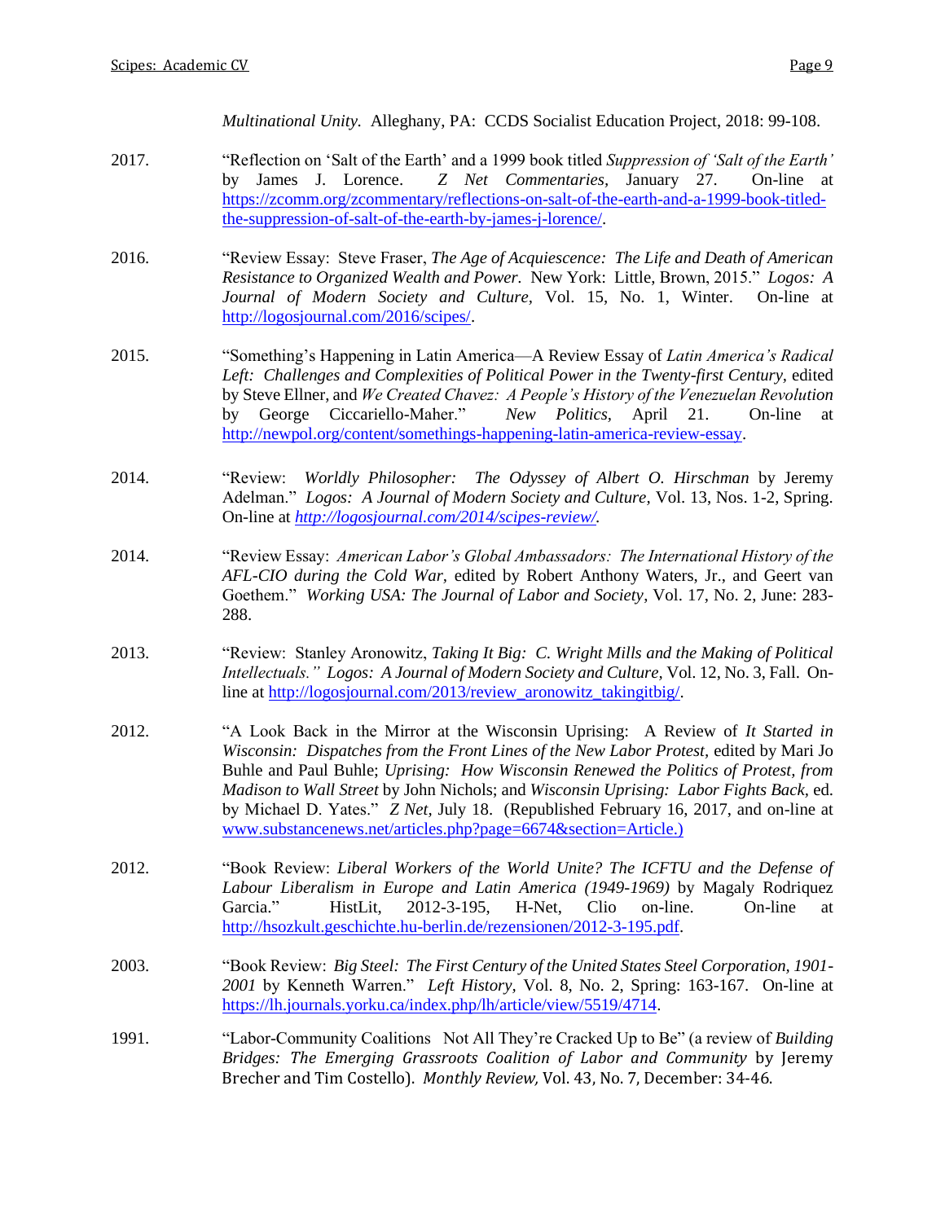*Multinational Unity.* Alleghany, PA: CCDS Socialist Education Project, 2018: 99-108.

2017. "Reflection on 'Salt of the Earth' and a 1999 book titled *Suppression of 'Salt of the Earth'* by James J. Lorence. *Z Net Commentaries*, January 27. On-line at https://zcomm.org/zcommentary/reflections-on-salt-of-the-earth-and-a-1999-book-titled-the-suppression-of-salt-of-the-earth-by-james-j-lorence/.

2016. "Review Essay: Steve Fraser, *The Age of Acquiescence: The Life and Death of American Resistance to Organized Wealth and Power*. New York: Little, Brown, 2015." *Logos: A Journal of Modern Society and Culture*, Vol. 15, No. 1, Winter. On-line at http://logosjournal.com/2016/scipes/.

2015. "Something's Happening in Latin America—A Review Essay of *Latin America's Radical Left: Challenges and Complexities of Political Power in the Twenty-first Century*, edited by Steve Ellner, and *We Created Chavez: A People's History of the Venezuelan Revolution* by George Ciccariello-Maher." *New Politics*, April 21. On-line at http://newpol.org/content/somethings-happening-latin-america-review-essay.

2014. "Review: *Worldly Philosopher: The Odyssey of Albert O. Hirschman* by Jeremy Adelman." *Logos: A Journal of Modern Society and Culture*, Vol. 13, Nos. 1-2, Spring. On-line at *http://logosjournal.com/2014/scipes-review/.*

2014. "Review Essay: *American Labor's Global Ambassadors: The International History of the AFL-CIO during the Cold War*, edited by Robert Anthony Waters, Jr., and Geert van Goethem." *Working USA: The Journal of Labor and Society*, Vol. 17, No. 2, June: 283-288.

2013. "Review: Stanley Aronowitz, *Taking It Big: C. Wright Mills and the Making of Political Intellectuals."* *Logos: A Journal of Modern Society and Culture*, Vol. 12, No. 3, Fall. On-line at http://logosjournal.com/2013/review_aronowitz_takingitbig/.

2012. "A Look Back in the Mirror at the Wisconsin Uprising: A Review of *It Started in Wisconsin: Dispatches from the Front Lines of the New Labor Protest*, edited by Mari Jo Buhle and Paul Buhle; *Uprising: How Wisconsin Renewed the Politics of Protest, from Madison to Wall Street* by John Nichols; and *Wisconsin Uprising: Labor Fights Back*, ed. by Michael D. Yates." *Z Net*, July 18. (Republished February 16, 2017, and on-line at www.substancenews.net/articles.php?page=6674&section=Article.)

2012. "Book Review: *Liberal Workers of the World Unite? The ICFTU and the Defense of Labour Liberalism in Europe and Latin America (1949-1969)* by Magaly Rodriquez Garcia." HistLit, 2012-3-195, H-Net, Clio on-line. On-line at http://hsozkult.geschichte.hu-berlin.de/rezensionen/2012-3-195.pdf.

2003. "Book Review: *Big Steel: The First Century of the United States Steel Corporation, 1901-2001* by Kenneth Warren." *Left History*, Vol. 8, No. 2, Spring: 163-167. On-line at https://lh.journals.yorku.ca/index.php/lh/article/view/5519/4714.

1991. "Labor-Community Coalitions Not All They're Cracked Up to Be" (a review of *Building Bridges: The Emerging Grassroots Coalition of Labor and Community* by Jeremy Brecher and Tim Costello). *Monthly Review,* Vol. 43, No. 7, December: 34-46.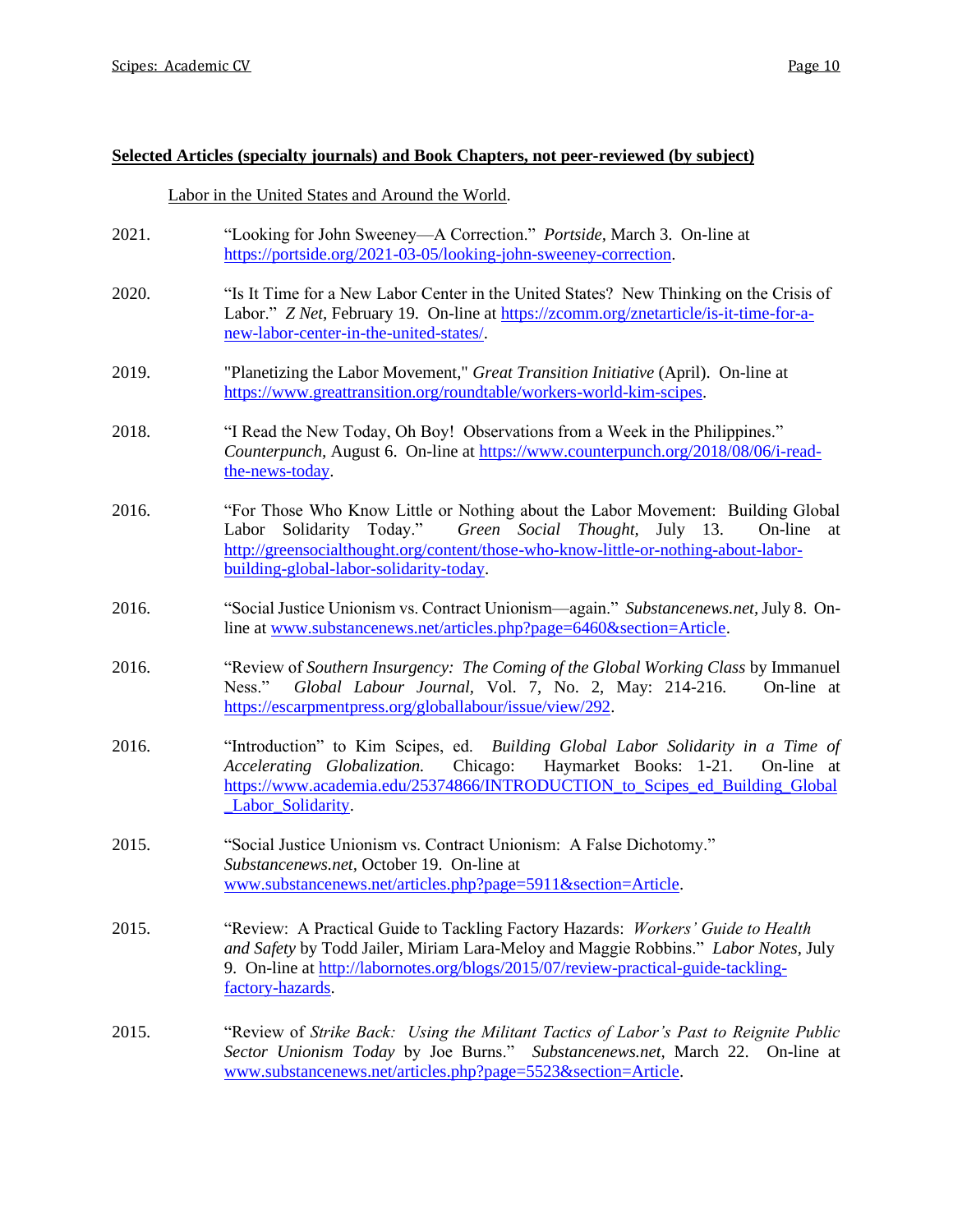**Selected Articles (specialty journals) and Book Chapters, not peer-reviewed (by subject)**

Labor in the United States and Around the World.

2021. "Looking for John Sweeney—A Correction." *Portside,* March 3. On-line at https://portside.org/2021-03-05/looking-john-sweeney-correction.

2020. "Is It Time for a New Labor Center in the United States? New Thinking on the Crisis of Labor." *Z Net,* February 19. On-line at https://zcomm.org/znetarticle/is-it-time-for-a-new-labor-center-in-the-united-states/.

2019. "Planetizing the Labor Movement," *Great Transition Initiative* (April). On-line at https://www.greattransition.org/roundtable/workers-world-kim-scipes.

2018. "I Read the New Today, Oh Boy! Observations from a Week in the Philippines." *Counterpunch,* August 6. On-line at https://www.counterpunch.org/2018/08/06/i-read-the-news-today.

2016. "For Those Who Know Little or Nothing about the Labor Movement: Building Global Labor Solidarity Today." *Green Social Thought,* July 13. On-line at http://greensocialthought.org/content/those-who-know-little-or-nothing-about-labor-building-global-labor-solidarity-today.

2016. "Social Justice Unionism vs. Contract Unionism—again." *Substancenews.net,* July 8. On-line at www.substancenews.net/articles.php?page=6460&section=Article.

2016. "Review of *Southern Insurgency: The Coming of the Global Working Class* by Immanuel Ness." *Global Labour Journal,* Vol. 7, No. 2, May: 214-216. On-line at https://escarpmentpress.org/globallabour/issue/view/292.

2016. "Introduction" to Kim Scipes, ed. *Building Global Labor Solidarity in a Time of Accelerating Globalization.* Chicago: Haymarket Books: 1-21. On-line at https://www.academia.edu/25374866/INTRODUCTION_to_Scipes_ed_Building_Global_Labor_Solidarity.

2015. "Social Justice Unionism vs. Contract Unionism: A False Dichotomy." *Substancenews.net,* October 19. On-line at www.substancenews.net/articles.php?page=5911&section=Article.

2015. "Review: A Practical Guide to Tackling Factory Hazards: *Workers' Guide to Health and Safety* by Todd Jailer, Miriam Lara-Meloy and Maggie Robbins." *Labor Notes,* July 9. On-line at http://labornotes.org/blogs/2015/07/review-practical-guide-tackling-factory-hazards.

2015. "Review of *Strike Back: Using the Militant Tactics of Labor's Past to Reignite Public Sector Unionism Today* by Joe Burns." *Substancenews.net,* March 22. On-line at www.substancenews.net/articles.php?page=5523&section=Article.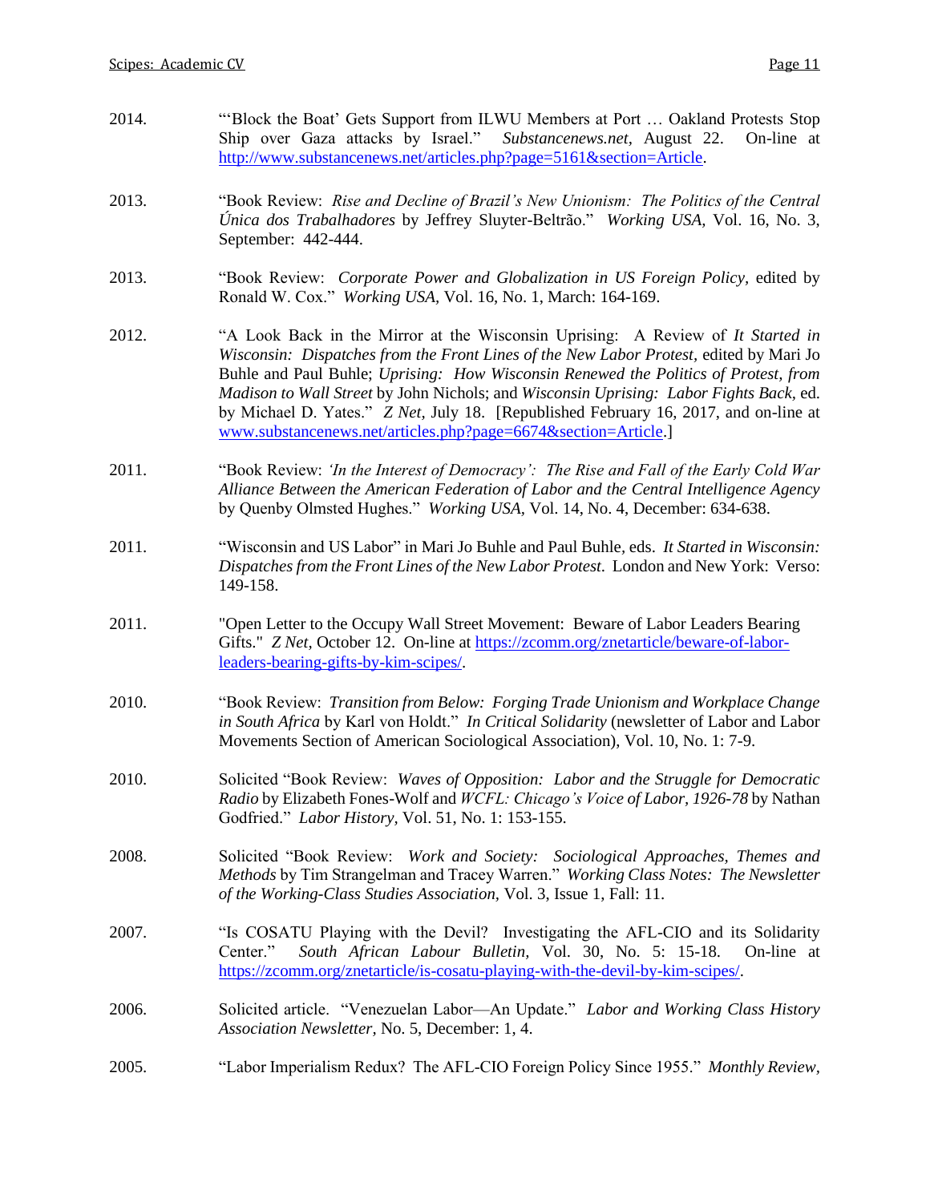2014. "'Block the Boat' Gets Support from ILWU Members at Port … Oakland Protests Stop Ship over Gaza attacks by Israel." *Substancenews.net*, August 22. On-line at http://www.substancenews.net/articles.php?page=5161&section=Article.

2013. "Book Review: *Rise and Decline of Brazil's New Unionism: The Politics of the Central Única dos Trabalhadores* by Jeffrey Sluyter-Beltrão." *Working USA*, Vol. 16, No. 3, September: 442-444.

2013. "Book Review: *Corporate Power and Globalization in US Foreign Policy*, edited by Ronald W. Cox." *Working USA*, Vol. 16, No. 1, March: 164-169.

2012. "A Look Back in the Mirror at the Wisconsin Uprising: A Review of *It Started in Wisconsin: Dispatches from the Front Lines of the New Labor Protest*, edited by Mari Jo Buhle and Paul Buhle; *Uprising: How Wisconsin Renewed the Politics of Protest, from Madison to Wall Street* by John Nichols; and *Wisconsin Uprising: Labor Fights Back*, ed. by Michael D. Yates." *Z Net*, July 18. [Republished February 16, 2017, and on-line at www.substancenews.net/articles.php?page=6674&section=Article.]

2011. "Book Review: *'In the Interest of Democracy': The Rise and Fall of the Early Cold War Alliance Between the American Federation of Labor and the Central Intelligence Agency* by Quenby Olmsted Hughes." *Working USA*, Vol. 14, No. 4, December: 634-638.

2011. "Wisconsin and US Labor" in Mari Jo Buhle and Paul Buhle, eds. *It Started in Wisconsin: Dispatches from the Front Lines of the New Labor Protest*. London and New York: Verso: 149-158.

2011. "Open Letter to the Occupy Wall Street Movement: Beware of Labor Leaders Bearing Gifts." *Z Net*, October 12. On-line at https://zcomm.org/znetarticle/beware-of-labor-leaders-bearing-gifts-by-kim-scipes/.

2010. "Book Review: *Transition from Below: Forging Trade Unionism and Workplace Change in South Africa* by Karl von Holdt." *In Critical Solidarity* (newsletter of Labor and Labor Movements Section of American Sociological Association), Vol. 10, No. 1: 7-9.

2010. Solicited "Book Review: *Waves of Opposition: Labor and the Struggle for Democratic Radio* by Elizabeth Fones-Wolf and *WCFL: Chicago's Voice of Labor, 1926-78* by Nathan Godfried." *Labor History*, Vol. 51, No. 1: 153-155.

2008. Solicited "Book Review: *Work and Society: Sociological Approaches, Themes and Methods* by Tim Strangelman and Tracey Warren." *Working Class Notes: The Newsletter of the Working-Class Studies Association*, Vol. 3, Issue 1, Fall: 11.

2007. "Is COSATU Playing with the Devil? Investigating the AFL-CIO and its Solidarity Center." *South African Labour Bulletin*, Vol. 30, No. 5: 15-18. On-line at https://zcomm.org/znetarticle/is-cosatu-playing-with-the-devil-by-kim-scipes/.

2006. Solicited article. "Venezuelan Labor—An Update." *Labor and Working Class History Association Newsletter*, No. 5, December: 1, 4.

2005. "Labor Imperialism Redux? The AFL-CIO Foreign Policy Since 1955." *Monthly Review*,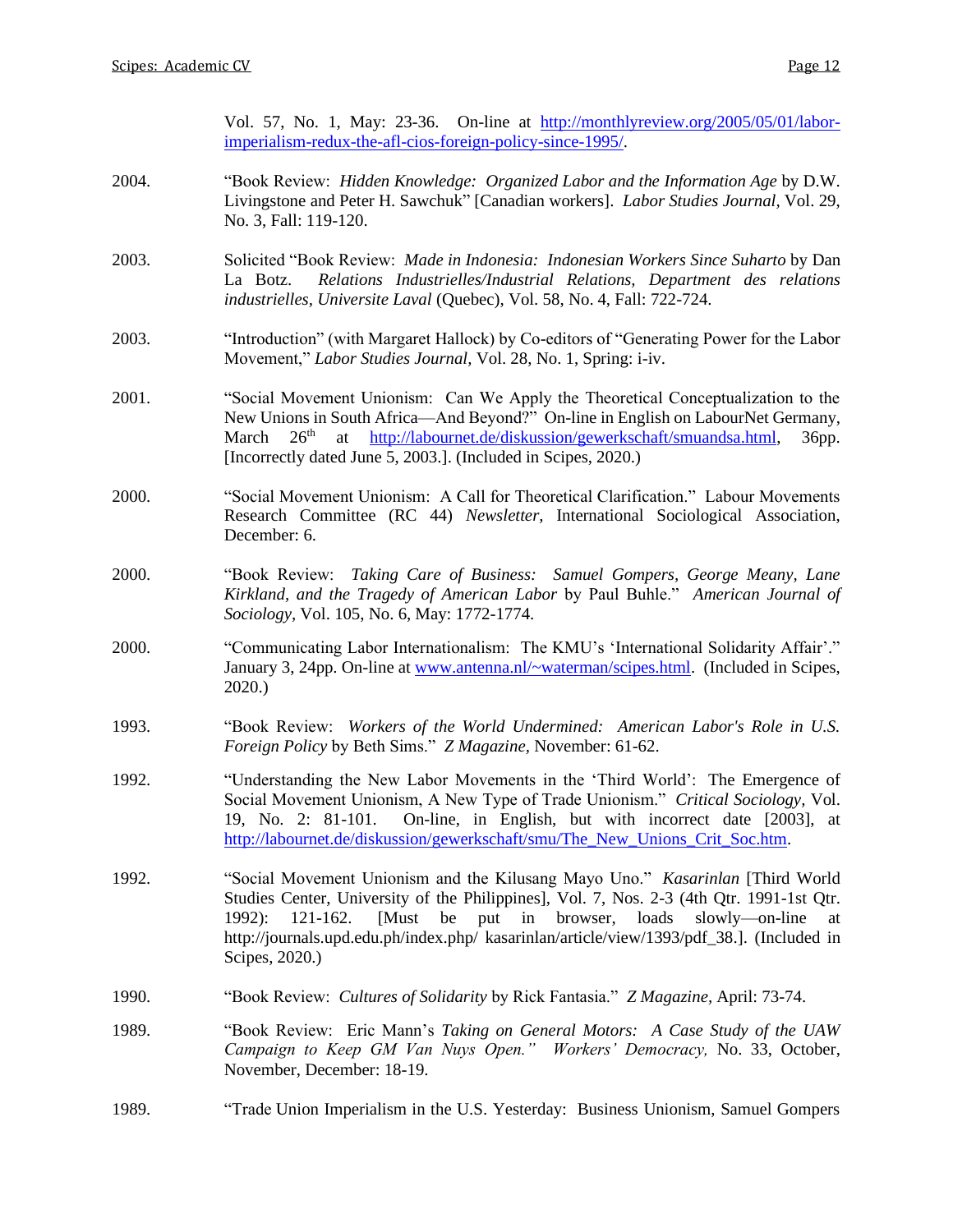Vol. 57, No. 1, May: 23-36. On-line at http://monthlyreview.org/2005/05/01/labor-imperialism-redux-the-afl-cios-foreign-policy-since-1995/.

2004. "Book Review: *Hidden Knowledge: Organized Labor and the Information Age* by D.W. Livingstone and Peter H. Sawchuk" [Canadian workers]. *Labor Studies Journal*, Vol. 29, No. 3, Fall: 119-120.

2003. Solicited "Book Review: *Made in Indonesia: Indonesian Workers Since Suharto* by Dan La Botz. *Relations Industrielles/Industrial Relations, Department des relations industrielles, Universite Laval* (Quebec), Vol. 58, No. 4, Fall: 722-724.

2003. "Introduction" (with Margaret Hallock) by Co-editors of "Generating Power for the Labor Movement," *Labor Studies Journal*, Vol. 28, No. 1, Spring: i-iv.

2001. "Social Movement Unionism: Can We Apply the Theoretical Conceptualization to the New Unions in South Africa—And Beyond?" On-line in English on LabourNet Germany, March 26th at http://labournet.de/diskussion/gewerkschaft/smuandsa.html, 36pp. [Incorrectly dated June 5, 2003.]. (Included in Scipes, 2020.)

2000. "Social Movement Unionism: A Call for Theoretical Clarification." Labour Movements Research Committee (RC 44) *Newsletter*, International Sociological Association, December: 6.

2000. "Book Review: *Taking Care of Business: Samuel Gompers, George Meany, Lane Kirkland, and the Tragedy of American Labor* by Paul Buhle." *American Journal of Sociology*, Vol. 105, No. 6, May: 1772-1774.

2000. "Communicating Labor Internationalism: The KMU's 'International Solidarity Affair'." January 3, 24pp. On-line at www.antenna.nl/~waterman/scipes.html. (Included in Scipes, 2020.)

1993. "Book Review: *Workers of the World Undermined: American Labor's Role in U.S. Foreign Policy* by Beth Sims." *Z Magazine*, November: 61-62.

1992. "Understanding the New Labor Movements in the 'Third World': The Emergence of Social Movement Unionism, A New Type of Trade Unionism." *Critical Sociology*, Vol. 19, No. 2: 81-101. On-line, in English, but with incorrect date [2003], at http://labournet.de/diskussion/gewerkschaft/smu/The_New_Unions_Crit_Soc.htm.

1992. "Social Movement Unionism and the Kilusang Mayo Uno." *Kasarinlan* [Third World Studies Center, University of the Philippines], Vol. 7, Nos. 2-3 (4th Qtr. 1991-1st Qtr. 1992): 121-162. [Must be put in browser, loads slowly—on-line at http://journals.upd.edu.ph/index.php/ kasarinlan/article/view/1393/pdf_38.]. (Included in Scipes, 2020.)

1990. "Book Review: *Cultures of Solidarity* by Rick Fantasia." *Z Magazine*, April: 73-74.

1989. "Book Review: Eric Mann's *Taking on General Motors: A Case Study of the UAW Campaign to Keep GM Van Nuys Open." Workers' Democracy,* No. 33, October, November, December: 18-19.

1989. "Trade Union Imperialism in the U.S. Yesterday: Business Unionism, Samuel Gompers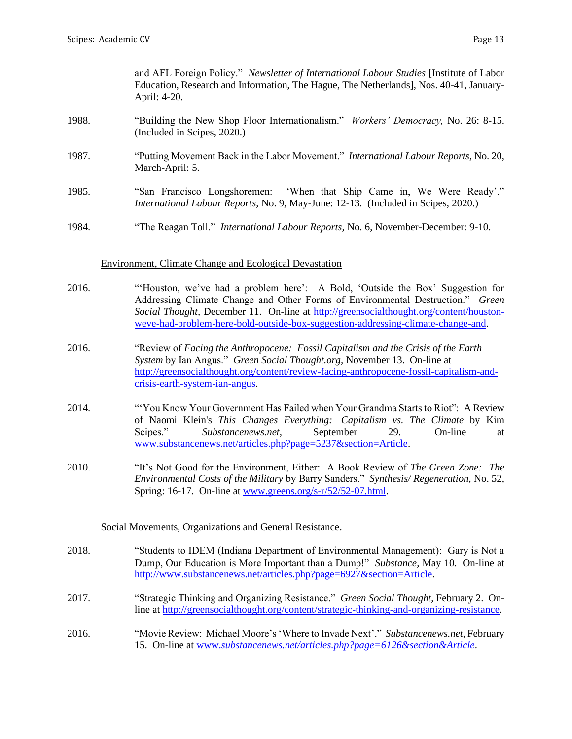and AFL Foreign Policy." *Newsletter of International Labour Studies* [Institute of Labor Education, Research and Information, The Hague, The Netherlands], Nos. 40-41, January-April: 4-20.

1988. "Building the New Shop Floor Internationalism." *Workers' Democracy,* No. 26: 8-15. (Included in Scipes, 2020.)

1987. "Putting Movement Back in the Labor Movement." *International Labour Reports*, No. 20, March-April: 5.

1985. "San Francisco Longshoremen: 'When that Ship Came in, We Were Ready'." *International Labour Reports,* No. 9, May-June: 12-13. (Included in Scipes, 2020.)

1984. "The Reagan Toll." *International Labour Reports,* No. 6, November-December: 9-10.

## Environment, Climate Change and Ecological Devastation

2016. "'Houston, we've had a problem here': A Bold, 'Outside the Box' Suggestion for Addressing Climate Change and Other Forms of Environmental Destruction." *Green Social Thought,* December 11. On-line at http://greensocialthought.org/content/houston-weve-had-problem-here-bold-outside-box-suggestion-addressing-climate-change-and.

2016. "Review of *Facing the Anthropocene: Fossil Capitalism and the Crisis of the Earth System* by Ian Angus." *Green Social Thought.org,* November 13. On-line at http://greensocialthought.org/content/review-facing-anthropocene-fossil-capitalism-and-crisis-earth-system-ian-angus.

2014. "'You Know Your Government Has Failed when Your Grandma Starts to Riot": A Review of Naomi Klein's *This Changes Everything: Capitalism vs. The Climate* by Kim Scipes." *Substancenews.net,* September 29. On-line at www.substancenews.net/articles.php?page=5237&section=Article.

2010. "It's Not Good for the Environment, Either: A Book Review of *The Green Zone: The Environmental Costs of the Military* by Barry Sanders." *Synthesis/ Regeneration,* No. 52, Spring: 16-17. On-line at www.greens.org/s-r/52/52-07.html.

## Social Movements, Organizations and General Resistance.

2018. "Students to IDEM (Indiana Department of Environmental Management): Gary is Not a Dump, Our Education is More Important than a Dump!" *Substance,* May 10. On-line at http://www.substancenews.net/articles.php?page=6927&section=Article.

2017. "Strategic Thinking and Organizing Resistance." *Green Social Thought,* February 2. On-line at http://greensocialthought.org/content/strategic-thinking-and-organizing-resistance.

2016. "Movie Review: Michael Moore's 'Where to Invade Next'." *Substancenews.net,* February 15. On-line at www.substancenews.net/articles.php?page=6126&section&Article.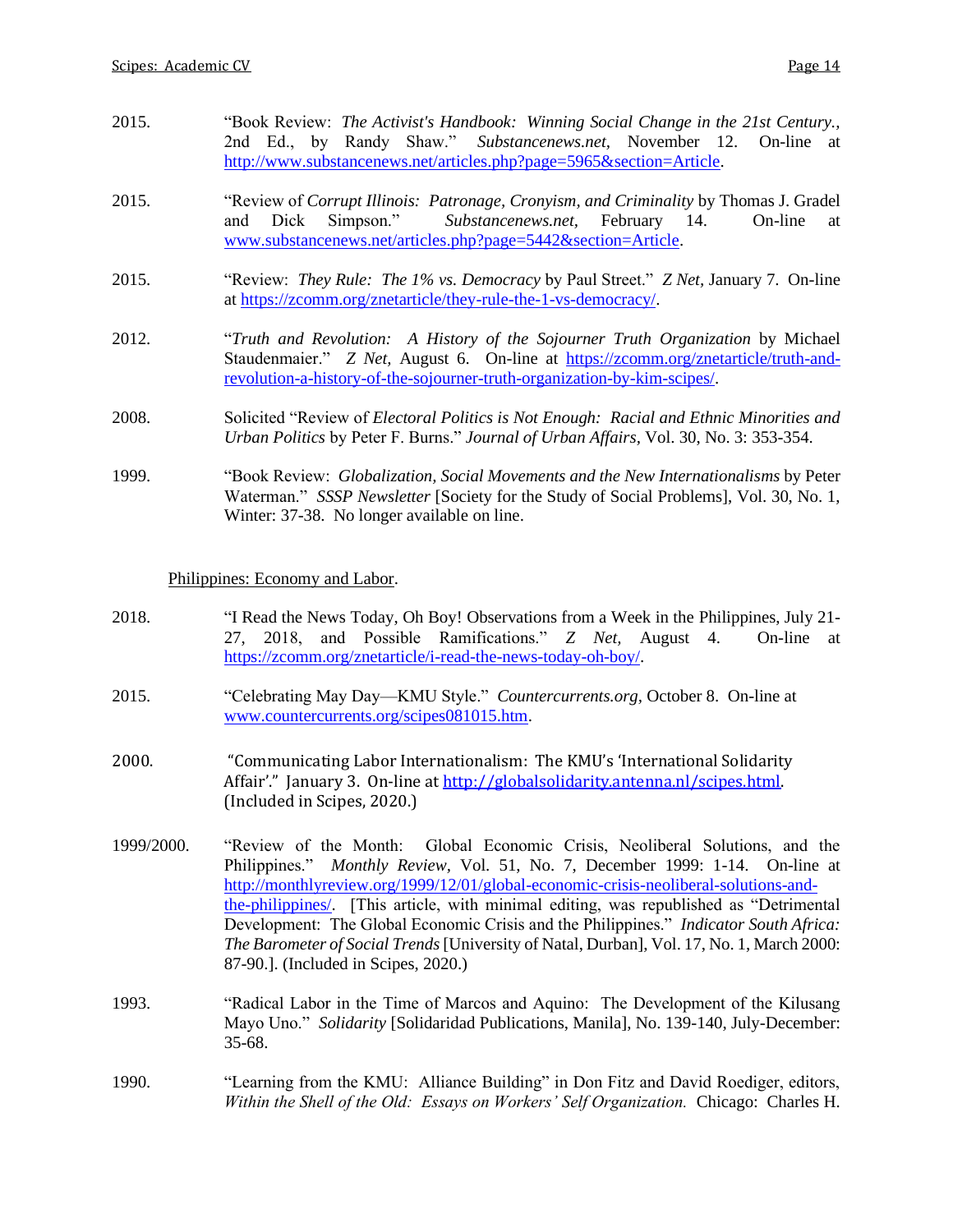2015. "Book Review: *The Activist's Handbook: Winning Social Change in the 21st Century.*, 2nd Ed., by Randy Shaw." *Substancenews.net*, November 12. On-line at http://www.substancenews.net/articles.php?page=5965&section=Article.

2015. "Review of *Corrupt Illinois: Patronage, Cronyism, and Criminality* by Thomas J. Gradel and Dick Simpson." *Substancenews.net*, February 14. On-line at www.substancenews.net/articles.php?page=5442&section=Article.

2015. "Review: *They Rule: The 1% vs. Democracy* by Paul Street." *Z Net*, January 7. On-line at https://zcomm.org/znetarticle/they-rule-the-1-vs-democracy/.

2012. "*Truth and Revolution: A History of the Sojourner Truth Organization* by Michael Staudenmaier." *Z Net*, August 6. On-line at https://zcomm.org/znetarticle/truth-and-revolution-a-history-of-the-sojourner-truth-organization-by-kim-scipes/.

2008. Solicited "Review of *Electoral Politics is Not Enough: Racial and Ethnic Minorities and Urban Politics* by Peter F. Burns." *Journal of Urban Affairs*, Vol. 30, No. 3: 353-354.

1999. "Book Review: *Globalization, Social Movements and the New Internationalisms* by Peter Waterman." *SSSP Newsletter* [Society for the Study of Social Problems], Vol. 30, No. 1, Winter: 37-38. No longer available on line.

Philippines: Economy and Labor.

2018. "I Read the News Today, Oh Boy! Observations from a Week in the Philippines, July 21-27, 2018, and Possible Ramifications." *Z Net*, August 4. On-line at https://zcomm.org/znetarticle/i-read-the-news-today-oh-boy/.

2015. "Celebrating May Day—KMU Style." *Countercurrents.org*, October 8. On-line at www.countercurrents.org/scipes081015.htm.

2000. "Communicating Labor Internationalism: The KMU's 'International Solidarity Affair'." January 3. On-line at http://globalsolidarity.antenna.nl/scipes.html. (Included in Scipes, 2020.)

1999/2000. "Review of the Month: Global Economic Crisis, Neoliberal Solutions, and the Philippines." *Monthly Review*, Vol. 51, No. 7, December 1999: 1-14. On-line at http://monthlyreview.org/1999/12/01/global-economic-crisis-neoliberal-solutions-and-the-philippines/. [This article, with minimal editing, was republished as "Detrimental Development: The Global Economic Crisis and the Philippines." *Indicator South Africa: The Barometer of Social Trends* [University of Natal, Durban], Vol. 17, No. 1, March 2000: 87-90.]. (Included in Scipes, 2020.)

1993. "Radical Labor in the Time of Marcos and Aquino: The Development of the Kilusang Mayo Uno." *Solidarity* [Solidaridad Publications, Manila], No. 139-140, July-December: 35-68.

1990. "Learning from the KMU: Alliance Building" in Don Fitz and David Roediger, editors, *Within the Shell of the Old: Essays on Workers' Self Organization.* Chicago: Charles H.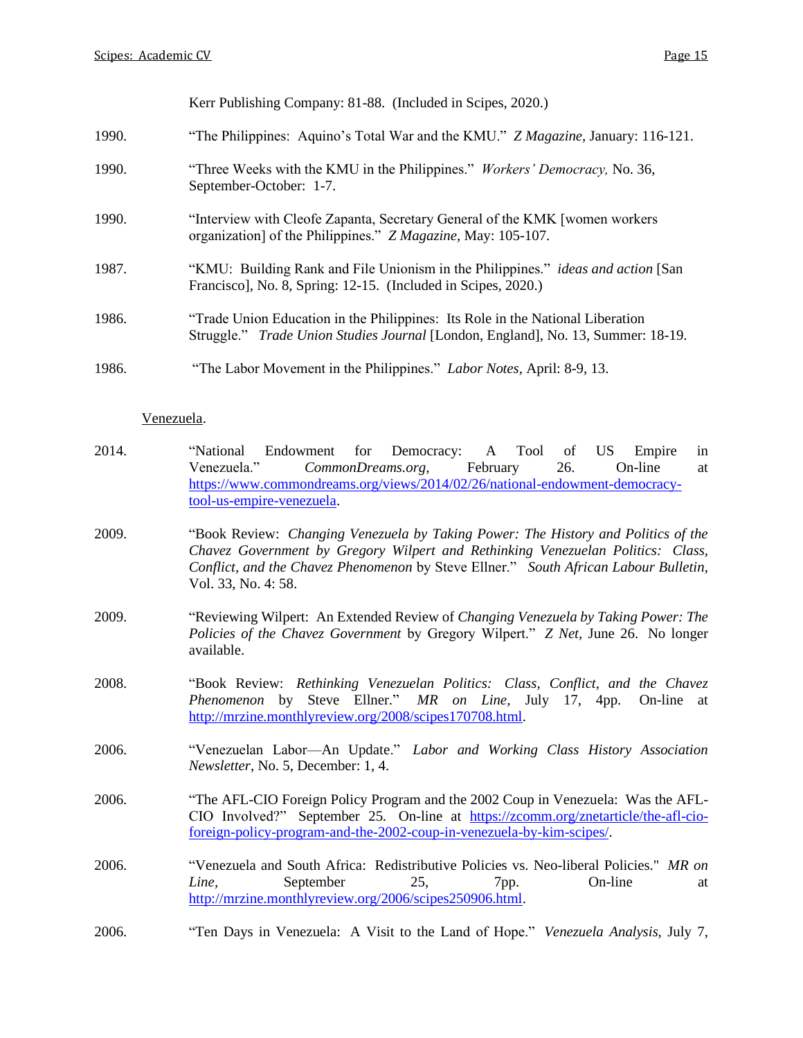Kerr Publishing Company: 81-88. (Included in Scipes, 2020.)

1990. "The Philippines: Aquino's Total War and the KMU." *Z Magazine*, January: 116-121.

1990. "Three Weeks with the KMU in the Philippines." *Workers' Democracy,* No. 36, September-October: 1-7.

1990. "Interview with Cleofe Zapanta, Secretary General of the KMK [women workers organization] of the Philippines." *Z Magazine*, May: 105-107.

1987. "KMU: Building Rank and File Unionism in the Philippines." *ideas and action* [San Francisco], No. 8, Spring: 12-15. (Included in Scipes, 2020.)

1986. "Trade Union Education in the Philippines: Its Role in the National Liberation Struggle." *Trade Union Studies Journal* [London, England], No. 13, Summer: 18-19.

1986. "The Labor Movement in the Philippines." *Labor Notes*, April: 8-9, 13.

Venezuela.

2014. "National Endowment for Democracy: A Tool of US Empire in Venezuela." *CommonDreams.org,* February 26. On-line at https://www.commondreams.org/views/2014/02/26/national-endowment-democracy-tool-us-empire-venezuela.

2009. "Book Review: *Changing Venezuela by Taking Power: The History and Politics of the Chavez Government by Gregory Wilpert and Rethinking Venezuelan Politics: Class, Conflict, and the Chavez Phenomenon* by Steve Ellner." *South African Labour Bulletin,* Vol. 33, No. 4: 58.

2009. "Reviewing Wilpert: An Extended Review of *Changing Venezuela by Taking Power: The Policies of the Chavez Government* by Gregory Wilpert." *Z Net*, June 26. No longer available.

2008. "Book Review: *Rethinking Venezuelan Politics: Class, Conflict, and the Chavez Phenomenon* by Steve Ellner." *MR on Line,* July 17, 4pp. On-line at http://mrzine.monthlyreview.org/2008/scipes170708.html.

2006. "Venezuelan Labor—An Update." *Labor and Working Class History Association Newsletter,* No. 5, December: 1, 4.

2006. "The AFL-CIO Foreign Policy Program and the 2002 Coup in Venezuela: Was the AFL-CIO Involved?" September 25. On-line at https://zcomm.org/znetarticle/the-afl-cio-foreign-policy-program-and-the-2002-coup-in-venezuela-by-kim-scipes/.

2006. "Venezuela and South Africa: Redistributive Policies vs. Neo-liberal Policies." *MR on Line*, September 25, 7pp. On-line at http://mrzine.monthlyreview.org/2006/scipes250906.html.

2006. "Ten Days in Venezuela: A Visit to the Land of Hope." *Venezuela Analysis,* July 7,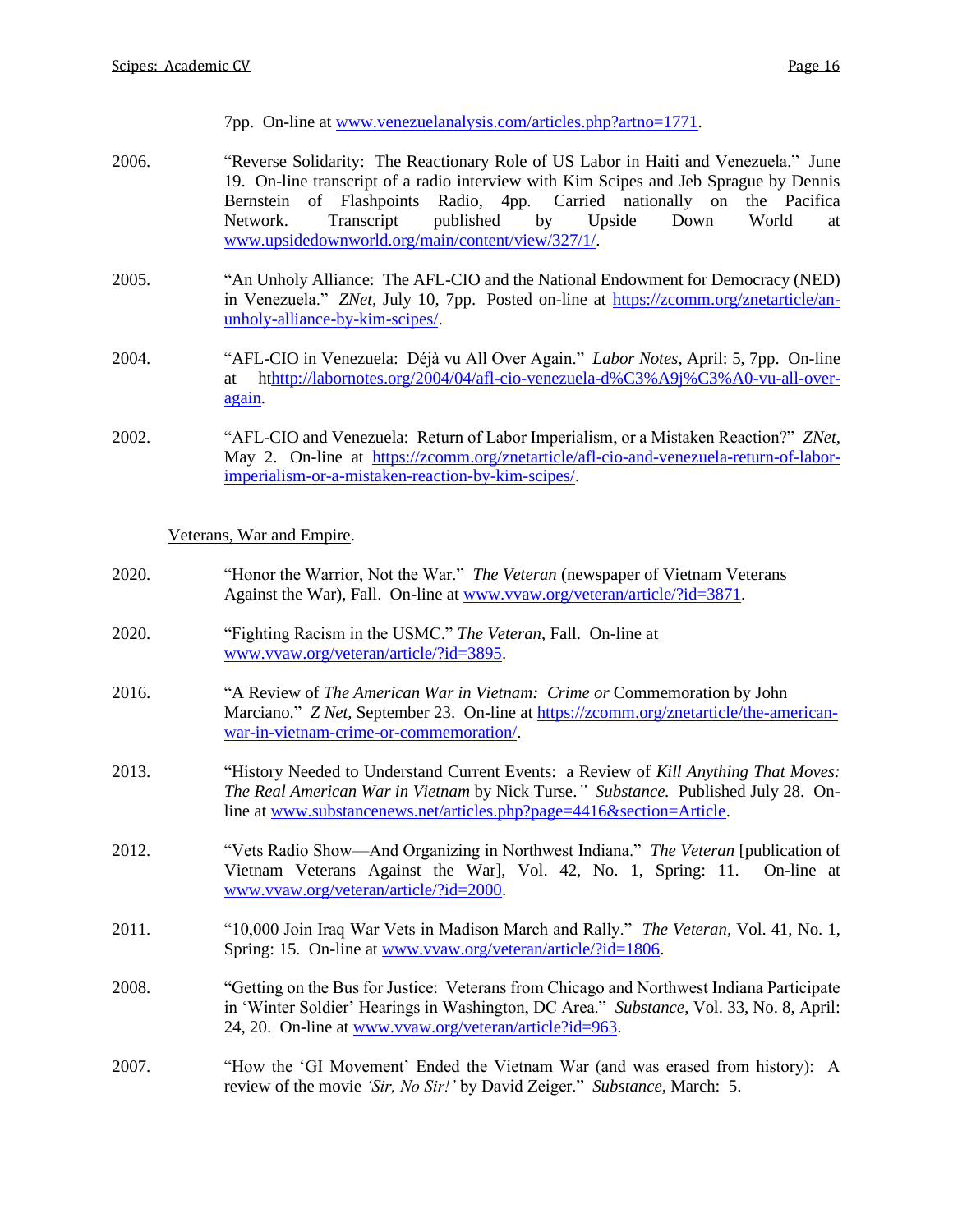7pp. On-line at www.venezuelanalysis.com/articles.php?artno=1771.

2006. "Reverse Solidarity: The Reactionary Role of US Labor in Haiti and Venezuela." June 19. On-line transcript of a radio interview with Kim Scipes and Jeb Sprague by Dennis Bernstein of Flashpoints Radio, 4pp. Carried nationally on the Pacifica Network. Transcript published by Upside Down World at www.upsidedownworld.org/main/content/view/327/1/.

2005. "An Unholy Alliance: The AFL-CIO and the National Endowment for Democracy (NED) in Venezuela." *ZNet*, July 10, 7pp. Posted on-line at https://zcomm.org/znetarticle/an-unholy-alliance-by-kim-scipes/.

2004. "AFL-CIO in Venezuela: Déjà vu All Over Again." *Labor Notes*, April: 5, 7pp. On-line at hthttp://labornotes.org/2004/04/afl-cio-venezuela-d%C3%A9j%C3%A0-vu-all-over-again.

2002. "AFL-CIO and Venezuela: Return of Labor Imperialism, or a Mistaken Reaction?" *ZNet*, May 2. On-line at https://zcomm.org/znetarticle/afl-cio-and-venezuela-return-of-labor-imperialism-or-a-mistaken-reaction-by-kim-scipes/.

Veterans, War and Empire.

2020. "Honor the Warrior, Not the War." *The Veteran* (newspaper of Vietnam Veterans Against the War), Fall. On-line at www.vvaw.org/veteran/article/?id=3871.

2020. "Fighting Racism in the USMC." *The Veteran*, Fall. On-line at www.vvaw.org/veteran/article/?id=3895.

2016. "A Review of *The American War in Vietnam: Crime or* Commemoration by John Marciano." *Z Net*, September 23. On-line at https://zcomm.org/znetarticle/the-american-war-in-vietnam-crime-or-commemoration/.

2013. "History Needed to Understand Current Events: a Review of *Kill Anything That Moves: The Real American War in Vietnam* by Nick Turse." *Substance.* Published July 28. On-line at www.substancenews.net/articles.php?page=4416&section=Article.

2012. "Vets Radio Show—And Organizing in Northwest Indiana." *The Veteran* [publication of Vietnam Veterans Against the War], Vol. 42, No. 1, Spring: 11. On-line at www.vvaw.org/veteran/article/?id=2000.

2011. "10,000 Join Iraq War Vets in Madison March and Rally." *The Veteran*, Vol. 41, No. 1, Spring: 15. On-line at www.vvaw.org/veteran/article/?id=1806.

2008. "Getting on the Bus for Justice: Veterans from Chicago and Northwest Indiana Participate in 'Winter Soldier' Hearings in Washington, DC Area." *Substance*, Vol. 33, No. 8, April: 24, 20. On-line at www.vvaw.org/veteran/article?id=963.

2007. "How the 'GI Movement' Ended the Vietnam War (and was erased from history): A review of the movie *'Sir, No Sir!'* by David Zeiger." *Substance*, March: 5.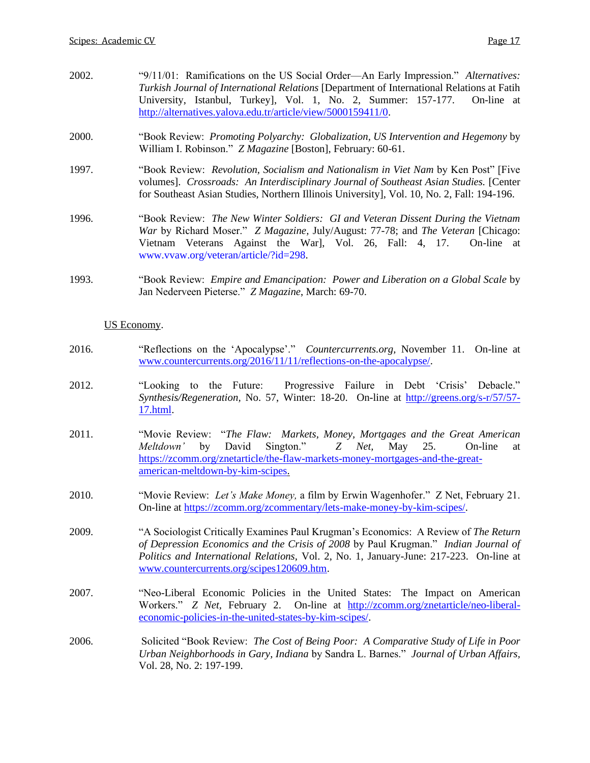2002. "9/11/01: Ramifications on the US Social Order—An Early Impression." *Alternatives: Turkish Journal of International Relations* [Department of International Relations at Fatih University, Istanbul, Turkey], Vol. 1, No. 2, Summer: 157-177. On-line at http://alternatives.yalova.edu.tr/article/view/5000159411/0.

2000. "Book Review: *Promoting Polyarchy: Globalization, US Intervention and Hegemony* by William I. Robinson." *Z Magazine* [Boston], February: 60-61.

1997. "Book Review: *Revolution, Socialism and Nationalism in Viet Nam* by Ken Post" [Five volumes]. *Crossroads: An Interdisciplinary Journal of Southeast Asian Studies.* [Center for Southeast Asian Studies, Northern Illinois University], Vol. 10, No. 2, Fall: 194-196.

1996. "Book Review: *The New Winter Soldiers: GI and Veteran Dissent During the Vietnam War* by Richard Moser." *Z Magazine*, July/August: 77-78; and *The Veteran* [Chicago: Vietnam Veterans Against the War], Vol. 26, Fall: 4, 17. On-line at www.vvaw.org/veteran/article/?id=298.

1993. "Book Review: *Empire and Emancipation: Power and Liberation on a Global Scale* by Jan Nederveen Pieterse." *Z Magazine*, March: 69-70.

US Economy.

2016. "Reflections on the 'Apocalypse'." *Countercurrents.org*, November 11. On-line at www.countercurrents.org/2016/11/11/reflections-on-the-apocalypse/.

2012. "Looking to the Future: Progressive Failure in Debt 'Crisis' Debacle." *Synthesis/Regeneration*, No. 57, Winter: 18-20. On-line at http://greens.org/s-r/57/57-17.html.

2011. "Movie Review: "*The Flaw: Markets, Money, Mortgages and the Great American Meltdown'* by David Sington." *Z Net*, May 25. On-line at https://zcomm.org/znetarticle/the-flaw-markets-money-mortgages-and-the-great-american-meltdown-by-kim-scipes.

2010. "Movie Review: *Let's Make Money,* a film by Erwin Wagenhofer." Z Net, February 21. On-line at https://zcomm.org/zcommentary/lets-make-money-by-kim-scipes/.

2009. "A Sociologist Critically Examines Paul Krugman's Economics: A Review of *The Return of Depression Economics and the Crisis of 2008* by Paul Krugman." *Indian Journal of Politics and International Relations*, Vol. 2, No. 1, January-June: 217-223. On-line at www.countercurrents.org/scipes120609.htm.

2007. "Neo-Liberal Economic Policies in the United States: The Impact on American Workers." *Z Net*, February 2. On-line at http://zcomm.org/znetarticle/neo-liberal-economic-policies-in-the-united-states-by-kim-scipes/.

2006. Solicited "Book Review: *The Cost of Being Poor: A Comparative Study of Life in Poor Urban Neighborhoods in Gary, Indiana* by Sandra L. Barnes." *Journal of Urban Affairs*, Vol. 28, No. 2: 197-199.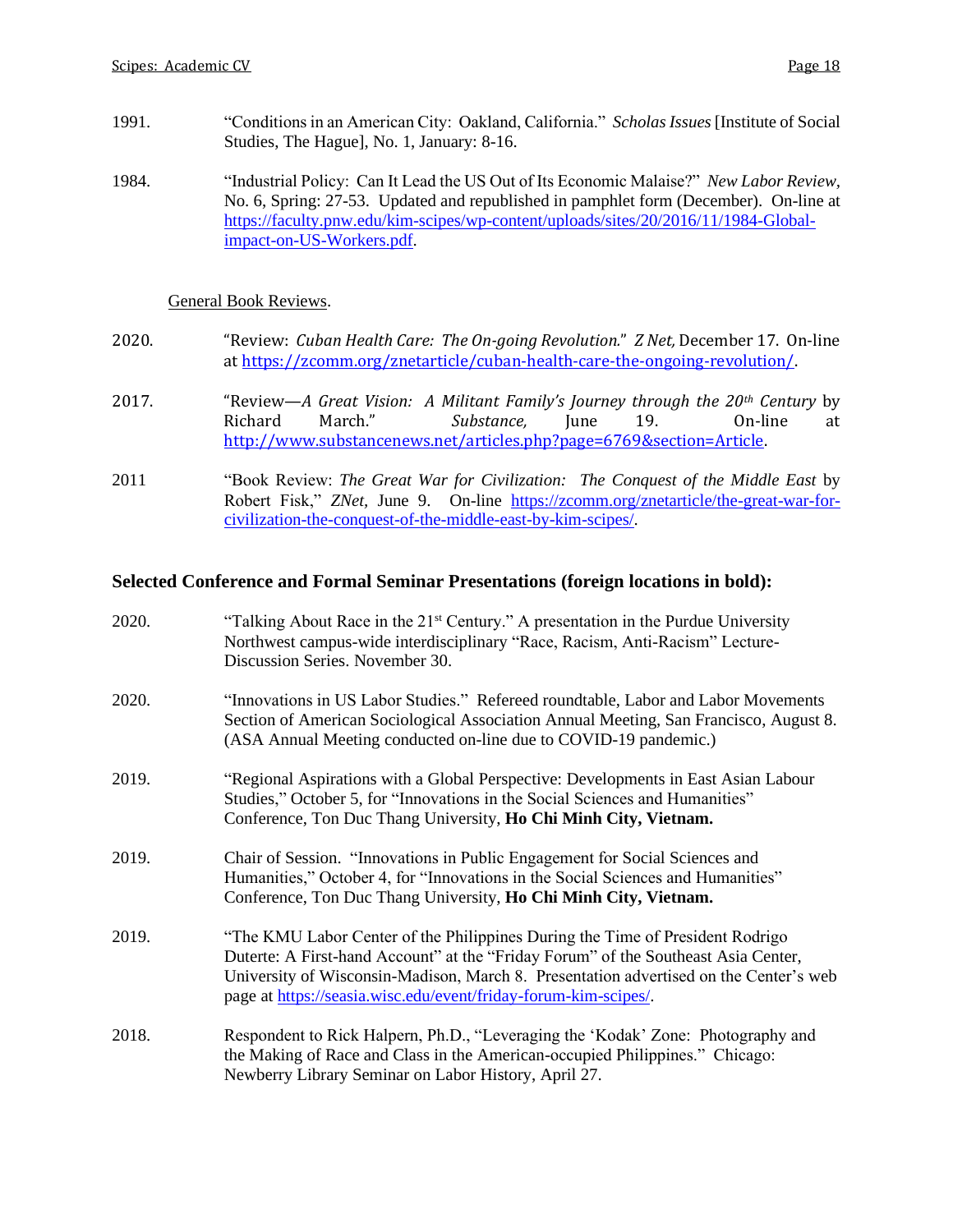1991. "Conditions in an American City: Oakland, California." *Scholas Issues* [Institute of Social Studies, The Hague], No. 1, January: 8-16.

1984. "Industrial Policy: Can It Lead the US Out of Its Economic Malaise?" *New Labor Review*, No. 6, Spring: 27-53. Updated and republished in pamphlet form (December). On-line at https://faculty.pnw.edu/kim-scipes/wp-content/uploads/sites/20/2016/11/1984-Global-impact-on-US-Workers.pdf.

General Book Reviews.

2020. "Review: *Cuban Health Care: The On-going Revolution*." *Z Net*, December 17. On-line at https://zcomm.org/znetarticle/cuban-health-care-the-ongoing-revolution/.

2017. "Review—*A Great Vision: A Militant Family's Journey through the 20th Century* by Richard March." *Substance*, June 19. On-line at http://www.substancenews.net/articles.php?page=6769&section=Article.

2011 "Book Review: *The Great War for Civilization: The Conquest of the Middle East* by Robert Fisk," *ZNet*, June 9. On-line https://zcomm.org/znetarticle/the-great-war-for-civilization-the-conquest-of-the-middle-east-by-kim-scipes/.

## Selected Conference and Formal Seminar Presentations (foreign locations in bold):

2020. "Talking About Race in the 21st Century." A presentation in the Purdue University Northwest campus-wide interdisciplinary "Race, Racism, Anti-Racism" Lecture-Discussion Series. November 30.

2020. "Innovations in US Labor Studies." Refereed roundtable, Labor and Labor Movements Section of American Sociological Association Annual Meeting, San Francisco, August 8. (ASA Annual Meeting conducted on-line due to COVID-19 pandemic.)

2019. "Regional Aspirations with a Global Perspective: Developments in East Asian Labour Studies," October 5, for "Innovations in the Social Sciences and Humanities" Conference, Ton Duc Thang University, **Ho Chi Minh City, Vietnam.**

2019. Chair of Session. "Innovations in Public Engagement for Social Sciences and Humanities," October 4, for "Innovations in the Social Sciences and Humanities" Conference, Ton Duc Thang University, **Ho Chi Minh City, Vietnam.**

2019. "The KMU Labor Center of the Philippines During the Time of President Rodrigo Duterte: A First-hand Account" at the "Friday Forum" of the Southeast Asia Center, University of Wisconsin-Madison, March 8. Presentation advertised on the Center's web page at https://seasia.wisc.edu/event/friday-forum-kim-scipes/.

2018. Respondent to Rick Halpern, Ph.D., "Leveraging the 'Kodak' Zone: Photography and the Making of Race and Class in the American-occupied Philippines." Chicago: Newberry Library Seminar on Labor History, April 27.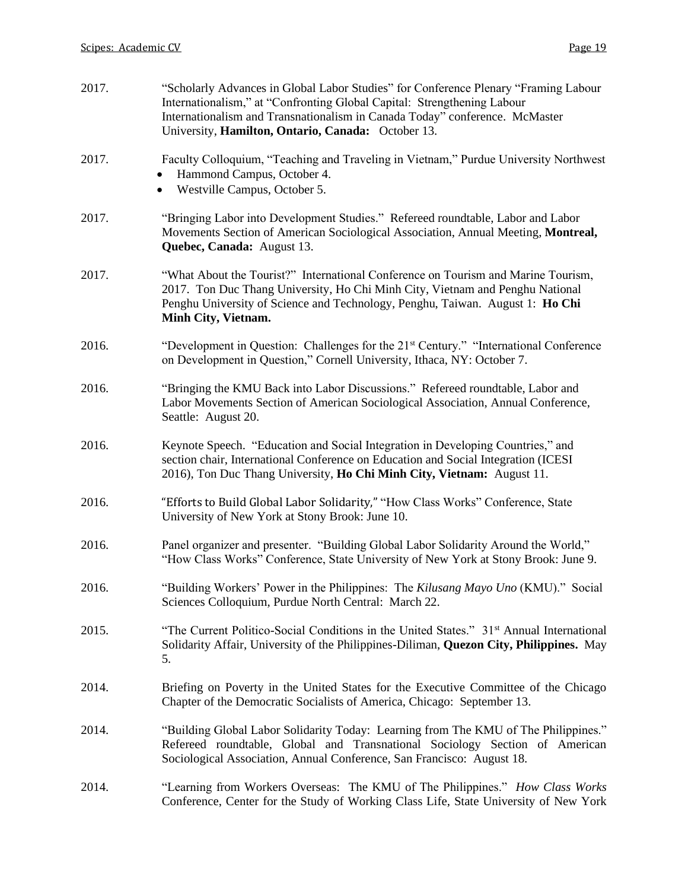2017. "Scholarly Advances in Global Labor Studies" for Conference Plenary "Framing Labour Internationalism," at "Confronting Global Capital: Strengthening Labour Internationalism and Transnationalism in Canada Today" conference. McMaster University, **Hamilton, Ontario, Canada:** October 13.

2017. Faculty Colloquium, "Teaching and Traveling in Vietnam," Purdue University Northwest

- Hammond Campus, October 4.
- Westville Campus, October 5.

2017. "Bringing Labor into Development Studies." Refereed roundtable, Labor and Labor Movements Section of American Sociological Association, Annual Meeting, **Montreal, Quebec, Canada:** August 13.

2017. "What About the Tourist?" International Conference on Tourism and Marine Tourism, 2017. Ton Duc Thang University, Ho Chi Minh City, Vietnam and Penghu National Penghu University of Science and Technology, Penghu, Taiwan. August 1: **Ho Chi Minh City, Vietnam.**

2016. "Development in Question: Challenges for the 21st Century." "International Conference on Development in Question," Cornell University, Ithaca, NY: October 7.

2016. "Bringing the KMU Back into Labor Discussions." Refereed roundtable, Labor and Labor Movements Section of American Sociological Association, Annual Conference, Seattle: August 20.

2016. Keynote Speech. "Education and Social Integration in Developing Countries," and section chair, International Conference on Education and Social Integration (ICESI 2016), Ton Duc Thang University, **Ho Chi Minh City, Vietnam:** August 11.

2016. "Efforts to Build Global Labor Solidarity," "How Class Works" Conference, State University of New York at Stony Brook: June 10.

2016. Panel organizer and presenter. "Building Global Labor Solidarity Around the World," "How Class Works" Conference, State University of New York at Stony Brook: June 9.

2016. "Building Workers' Power in the Philippines: The *Kilusang Mayo Uno* (KMU)." Social Sciences Colloquium, Purdue North Central: March 22.

2015. "The Current Politico-Social Conditions in the United States." 31st Annual International Solidarity Affair, University of the Philippines-Diliman, **Quezon City, Philippines.** May 5.

2014. Briefing on Poverty in the United States for the Executive Committee of the Chicago Chapter of the Democratic Socialists of America, Chicago: September 13.

2014. "Building Global Labor Solidarity Today: Learning from The KMU of The Philippines." Refereed roundtable, Global and Transnational Sociology Section of American Sociological Association, Annual Conference, San Francisco: August 18.

2014. "Learning from Workers Overseas: The KMU of The Philippines." *How Class Works* Conference, Center for the Study of Working Class Life, State University of New York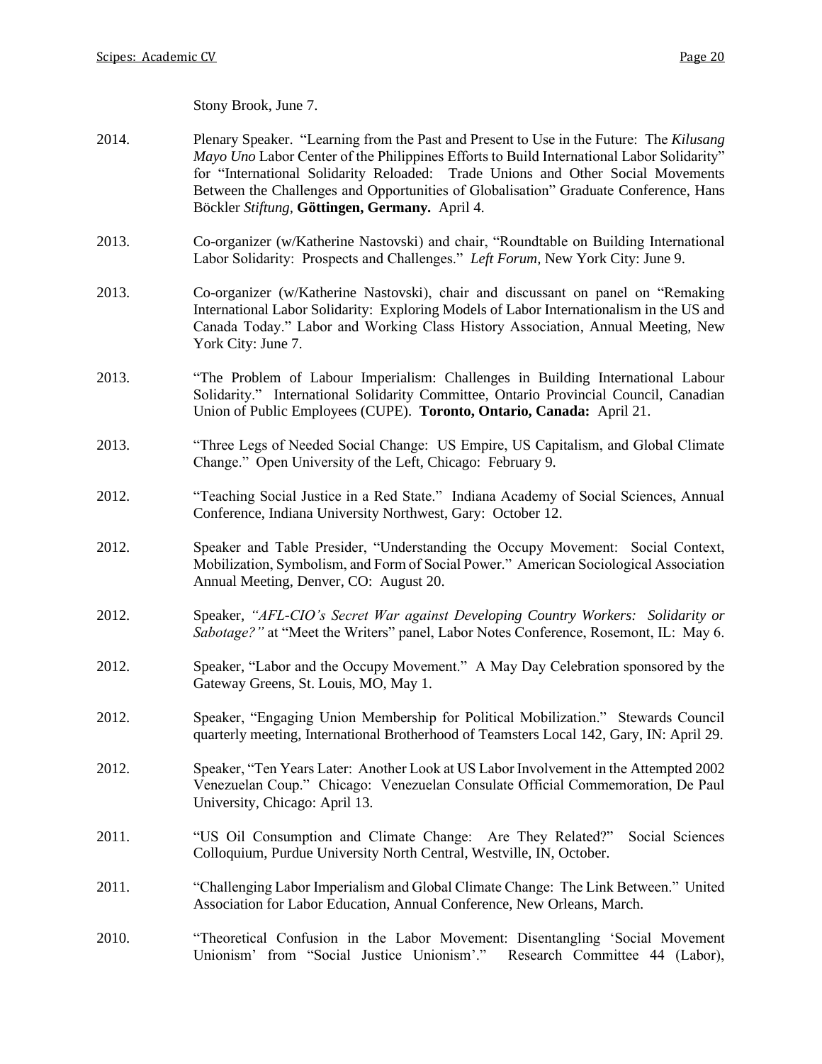Stony Brook, June 7.

2014. Plenary Speaker. "Learning from the Past and Present to Use in the Future: The *Kilusang Mayo Uno* Labor Center of the Philippines Efforts to Build International Labor Solidarity" for "International Solidarity Reloaded: Trade Unions and Other Social Movements Between the Challenges and Opportunities of Globalisation" Graduate Conference, Hans Böckler *Stiftung*, **Göttingen, Germany.** April 4.

2013. Co-organizer (w/Katherine Nastovski) and chair, "Roundtable on Building International Labor Solidarity: Prospects and Challenges." *Left Forum,* New York City: June 9.

2013. Co-organizer (w/Katherine Nastovski), chair and discussant on panel on "Remaking International Labor Solidarity: Exploring Models of Labor Internationalism in the US and Canada Today." Labor and Working Class History Association, Annual Meeting, New York City: June 7.

2013. "The Problem of Labour Imperialism: Challenges in Building International Labour Solidarity." International Solidarity Committee, Ontario Provincial Council, Canadian Union of Public Employees (CUPE). **Toronto, Ontario, Canada:** April 21.

2013. "Three Legs of Needed Social Change: US Empire, US Capitalism, and Global Climate Change." Open University of the Left, Chicago: February 9.

2012. "Teaching Social Justice in a Red State." Indiana Academy of Social Sciences, Annual Conference, Indiana University Northwest, Gary: October 12.

2012. Speaker and Table Presider, "Understanding the Occupy Movement: Social Context, Mobilization, Symbolism, and Form of Social Power." American Sociological Association Annual Meeting, Denver, CO: August 20.

2012. Speaker, *"AFL-CIO's Secret War against Developing Country Workers: Solidarity or Sabotage?"* at "Meet the Writers" panel, Labor Notes Conference, Rosemont, IL: May 6.

2012. Speaker, "Labor and the Occupy Movement." A May Day Celebration sponsored by the Gateway Greens, St. Louis, MO, May 1.

2012. Speaker, "Engaging Union Membership for Political Mobilization." Stewards Council quarterly meeting, International Brotherhood of Teamsters Local 142, Gary, IN: April 29.

2012. Speaker, "Ten Years Later: Another Look at US Labor Involvement in the Attempted 2002 Venezuelan Coup." Chicago: Venezuelan Consulate Official Commemoration, De Paul University, Chicago: April 13.

2011. "US Oil Consumption and Climate Change: Are They Related?" Social Sciences Colloquium, Purdue University North Central, Westville, IN, October.

2011. "Challenging Labor Imperialism and Global Climate Change: The Link Between." United Association for Labor Education, Annual Conference, New Orleans, March.

2010. "Theoretical Confusion in the Labor Movement: Disentangling 'Social Movement Unionism' from "Social Justice Unionism'." Research Committee 44 (Labor),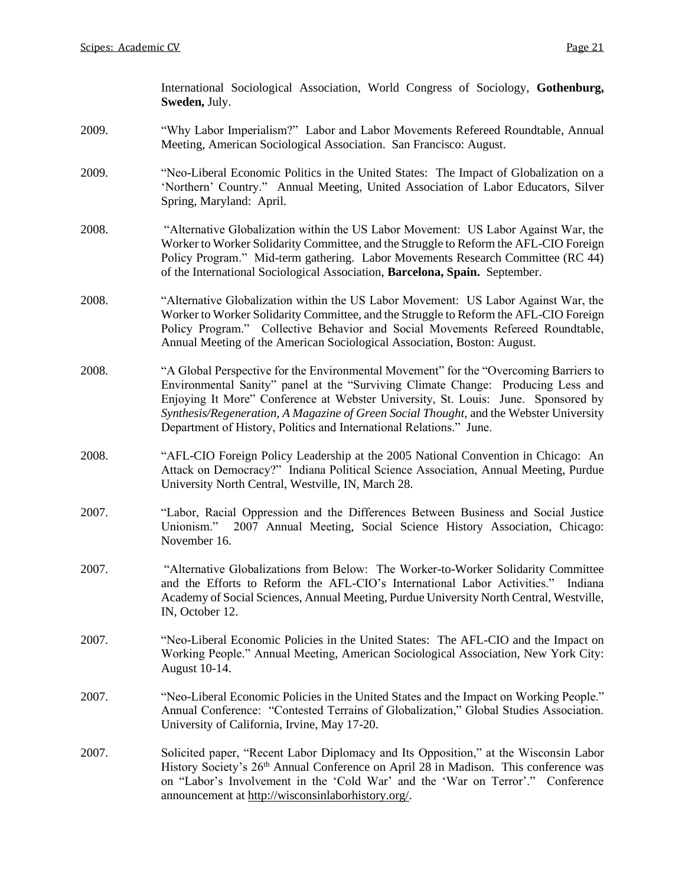International Sociological Association, World Congress of Sociology, **Gothenburg, Sweden,** July.

2009. "Why Labor Imperialism?" Labor and Labor Movements Refereed Roundtable, Annual Meeting, American Sociological Association. San Francisco: August.

2009. "Neo-Liberal Economic Politics in the United States: The Impact of Globalization on a 'Northern' Country." Annual Meeting, United Association of Labor Educators, Silver Spring, Maryland: April.

2008. "Alternative Globalization within the US Labor Movement: US Labor Against War, the Worker to Worker Solidarity Committee, and the Struggle to Reform the AFL-CIO Foreign Policy Program." Mid-term gathering. Labor Movements Research Committee (RC 44) of the International Sociological Association, **Barcelona, Spain.** September.

2008. "Alternative Globalization within the US Labor Movement: US Labor Against War, the Worker to Worker Solidarity Committee, and the Struggle to Reform the AFL-CIO Foreign Policy Program." Collective Behavior and Social Movements Refereed Roundtable, Annual Meeting of the American Sociological Association, Boston: August.

2008. "A Global Perspective for the Environmental Movement" for the "Overcoming Barriers to Environmental Sanity" panel at the "Surviving Climate Change: Producing Less and Enjoying It More" Conference at Webster University, St. Louis: June. Sponsored by *Synthesis/Regeneration, A Magazine of Green Social Thought,* and the Webster University Department of History, Politics and International Relations." June.

2008. "AFL-CIO Foreign Policy Leadership at the 2005 National Convention in Chicago: An Attack on Democracy?" Indiana Political Science Association, Annual Meeting, Purdue University North Central, Westville, IN, March 28.

2007. "Labor, Racial Oppression and the Differences Between Business and Social Justice Unionism." 2007 Annual Meeting, Social Science History Association, Chicago: November 16.

2007. "Alternative Globalizations from Below: The Worker-to-Worker Solidarity Committee and the Efforts to Reform the AFL-CIO's International Labor Activities." Indiana Academy of Social Sciences, Annual Meeting, Purdue University North Central, Westville, IN, October 12.

2007. "Neo-Liberal Economic Policies in the United States: The AFL-CIO and the Impact on Working People." Annual Meeting, American Sociological Association, New York City: August 10-14.

2007. "Neo-Liberal Economic Policies in the United States and the Impact on Working People." Annual Conference: "Contested Terrains of Globalization," Global Studies Association. University of California, Irvine, May 17-20.

2007. Solicited paper, "Recent Labor Diplomacy and Its Opposition," at the Wisconsin Labor History Society's 26th Annual Conference on April 28 in Madison. This conference was on "Labor's Involvement in the 'Cold War' and the 'War on Terror'." Conference announcement at http://wisconsinlaborhistory.org/.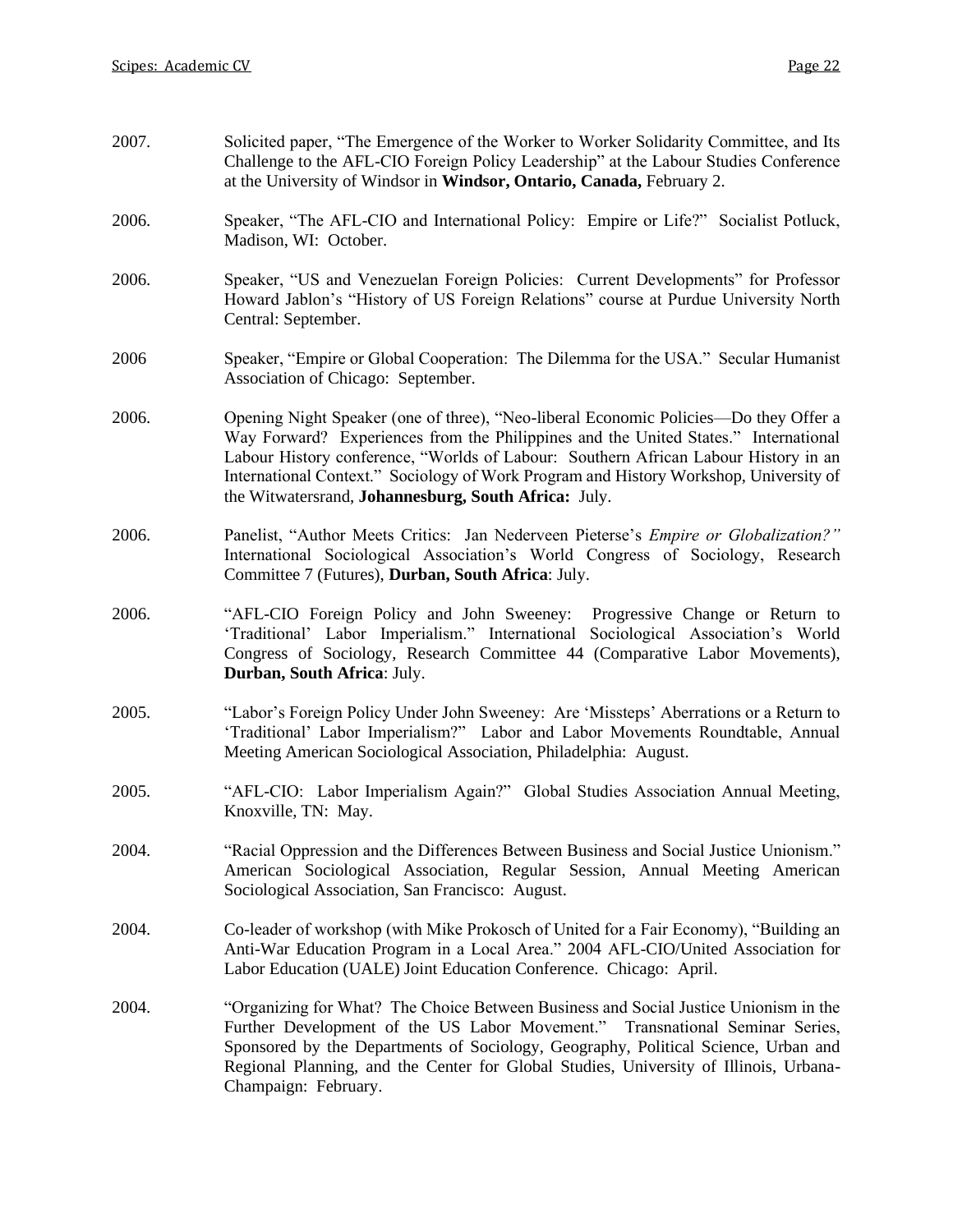2007. Solicited paper, "The Emergence of the Worker to Worker Solidarity Committee, and Its Challenge to the AFL-CIO Foreign Policy Leadership" at the Labour Studies Conference at the University of Windsor in **Windsor, Ontario, Canada,** February 2.

2006. Speaker, "The AFL-CIO and International Policy: Empire or Life?" Socialist Potluck, Madison, WI: October.

2006. Speaker, "US and Venezuelan Foreign Policies: Current Developments" for Professor Howard Jablon's "History of US Foreign Relations" course at Purdue University North Central: September.

2006 Speaker, "Empire or Global Cooperation: The Dilemma for the USA." Secular Humanist Association of Chicago: September.

2006. Opening Night Speaker (one of three), "Neo-liberal Economic Policies—Do they Offer a Way Forward? Experiences from the Philippines and the United States." International Labour History conference, "Worlds of Labour: Southern African Labour History in an International Context." Sociology of Work Program and History Workshop, University of the Witwatersrand, **Johannesburg, South Africa:** July.

2006. Panelist, "Author Meets Critics: Jan Nederveen Pieterse's *Empire or Globalization?"* International Sociological Association's World Congress of Sociology, Research Committee 7 (Futures), **Durban, South Africa**: July.

2006. "AFL-CIO Foreign Policy and John Sweeney: Progressive Change or Return to 'Traditional' Labor Imperialism." International Sociological Association's World Congress of Sociology, Research Committee 44 (Comparative Labor Movements), **Durban, South Africa**: July.

2005. "Labor's Foreign Policy Under John Sweeney: Are 'Missteps' Aberrations or a Return to 'Traditional' Labor Imperialism?" Labor and Labor Movements Roundtable, Annual Meeting American Sociological Association, Philadelphia: August.

2005. "AFL-CIO: Labor Imperialism Again?" Global Studies Association Annual Meeting, Knoxville, TN: May.

2004. "Racial Oppression and the Differences Between Business and Social Justice Unionism." American Sociological Association, Regular Session, Annual Meeting American Sociological Association, San Francisco: August.

2004. Co-leader of workshop (with Mike Prokosch of United for a Fair Economy), "Building an Anti-War Education Program in a Local Area." 2004 AFL-CIO/United Association for Labor Education (UALE) Joint Education Conference. Chicago: April.

2004. "Organizing for What? The Choice Between Business and Social Justice Unionism in the Further Development of the US Labor Movement." Transnational Seminar Series, Sponsored by the Departments of Sociology, Geography, Political Science, Urban and Regional Planning, and the Center for Global Studies, University of Illinois, Urbana-Champaign: February.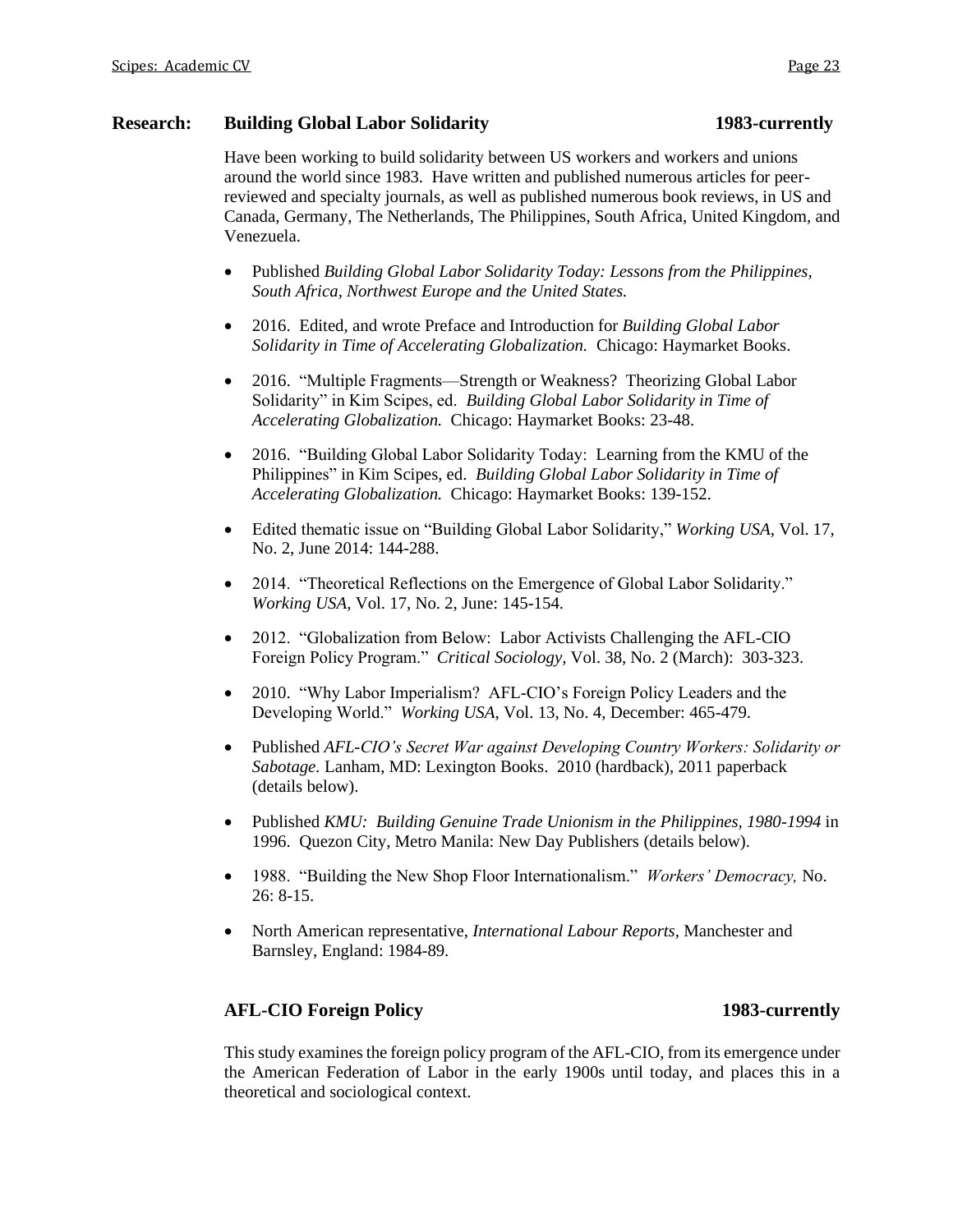**Research:** **Building Global Labor Solidarity** **1983-currently**

Have been working to build solidarity between US workers and workers and unions around the world since 1983. Have written and published numerous articles for peer-reviewed and specialty journals, as well as published numerous book reviews, in US and Canada, Germany, The Netherlands, The Philippines, South Africa, United Kingdom, and Venezuela.

- Published *Building Global Labor Solidarity Today: Lessons from the Philippines, South Africa, Northwest Europe and the United States.*
- 2016. Edited, and wrote Preface and Introduction for *Building Global Labor Solidarity in Time of Accelerating Globalization.* Chicago: Haymarket Books.
- 2016. "Multiple Fragments—Strength or Weakness? Theorizing Global Labor Solidarity" in Kim Scipes, ed. *Building Global Labor Solidarity in Time of Accelerating Globalization.* Chicago: Haymarket Books: 23-48.
- 2016. "Building Global Labor Solidarity Today: Learning from the KMU of the Philippines" in Kim Scipes, ed. *Building Global Labor Solidarity in Time of Accelerating Globalization.* Chicago: Haymarket Books: 139-152.
- Edited thematic issue on "Building Global Labor Solidarity," *Working USA*, Vol. 17, No. 2, June 2014: 144-288.
- 2014. "Theoretical Reflections on the Emergence of Global Labor Solidarity." *Working USA*, Vol. 17, No. 2, June: 145-154.
- 2012. "Globalization from Below: Labor Activists Challenging the AFL-CIO Foreign Policy Program." *Critical Sociology*, Vol. 38, No. 2 (March): 303-323.
- 2010. "Why Labor Imperialism? AFL-CIO's Foreign Policy Leaders and the Developing World." *Working USA*, Vol. 13, No. 4, December: 465-479.
- Published *AFL-CIO's Secret War against Developing Country Workers: Solidarity or Sabotage*. Lanham, MD: Lexington Books. 2010 (hardback), 2011 paperback (details below).
- Published *KMU: Building Genuine Trade Unionism in the Philippines, 1980-1994* in 1996. Quezon City, Metro Manila: New Day Publishers (details below).
- 1988. "Building the New Shop Floor Internationalism." *Workers' Democracy,* No. 26: 8-15.
- North American representative, *International Labour Reports*, Manchester and Barnsley, England: 1984-89.

**AFL-CIO Foreign Policy** **1983-currently**

This study examines the foreign policy program of the AFL-CIO, from its emergence under the American Federation of Labor in the early 1900s until today, and places this in a theoretical and sociological context.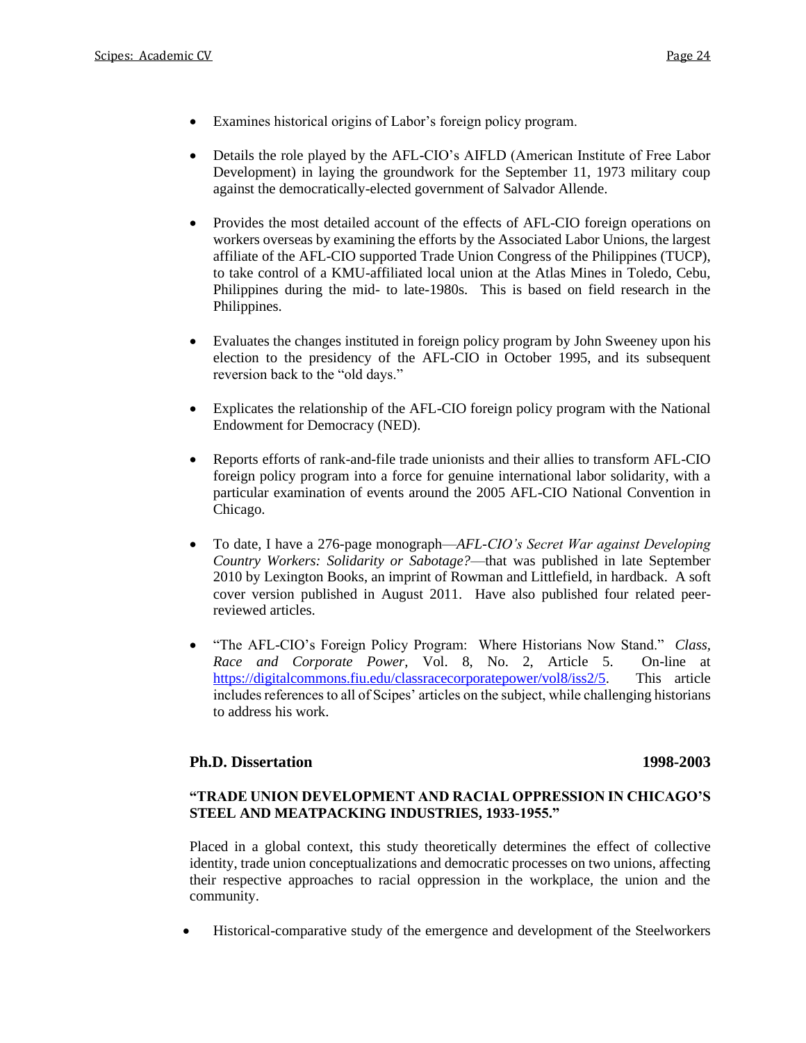- Examines historical origins of Labor's foreign policy program.

- Details the role played by the AFL-CIO's AIFLD (American Institute of Free Labor Development) in laying the groundwork for the September 11, 1973 military coup against the democratically-elected government of Salvador Allende.

- Provides the most detailed account of the effects of AFL-CIO foreign operations on workers overseas by examining the efforts by the Associated Labor Unions, the largest affiliate of the AFL-CIO supported Trade Union Congress of the Philippines (TUCP), to take control of a KMU-affiliated local union at the Atlas Mines in Toledo, Cebu, Philippines during the mid- to late-1980s. This is based on field research in the Philippines.

- Evaluates the changes instituted in foreign policy program by John Sweeney upon his election to the presidency of the AFL-CIO in October 1995, and its subsequent reversion back to the "old days."

- Explicates the relationship of the AFL-CIO foreign policy program with the National Endowment for Democracy (NED).

- Reports efforts of rank-and-file trade unionists and their allies to transform AFL-CIO foreign policy program into a force for genuine international labor solidarity, with a particular examination of events around the 2005 AFL-CIO National Convention in Chicago.

- To date, I have a 276-page monograph—*AFL-CIO's Secret War against Developing Country Workers: Solidarity or Sabotage?*—that was published in late September 2010 by Lexington Books, an imprint of Rowman and Littlefield, in hardback. A soft cover version published in August 2011. Have also published four related peer-reviewed articles.

- "The AFL-CIO's Foreign Policy Program: Where Historians Now Stand." *Class, Race and Corporate Power,* Vol. 8, No. 2, Article 5. On-line at https://digitalcommons.fiu.edu/classracecorporatepower/vol8/iss2/5. This article includes references to all of Scipes' articles on the subject, while challenging historians to address his work.

**Ph.D. Dissertation** **1998-2003**

**"TRADE UNION DEVELOPMENT AND RACIAL OPPRESSION IN CHICAGO'S STEEL AND MEATPACKING INDUSTRIES, 1933-1955."**

Placed in a global context, this study theoretically determines the effect of collective identity, trade union conceptualizations and democratic processes on two unions, affecting their respective approaches to racial oppression in the workplace, the union and the community.

- Historical-comparative study of the emergence and development of the Steelworkers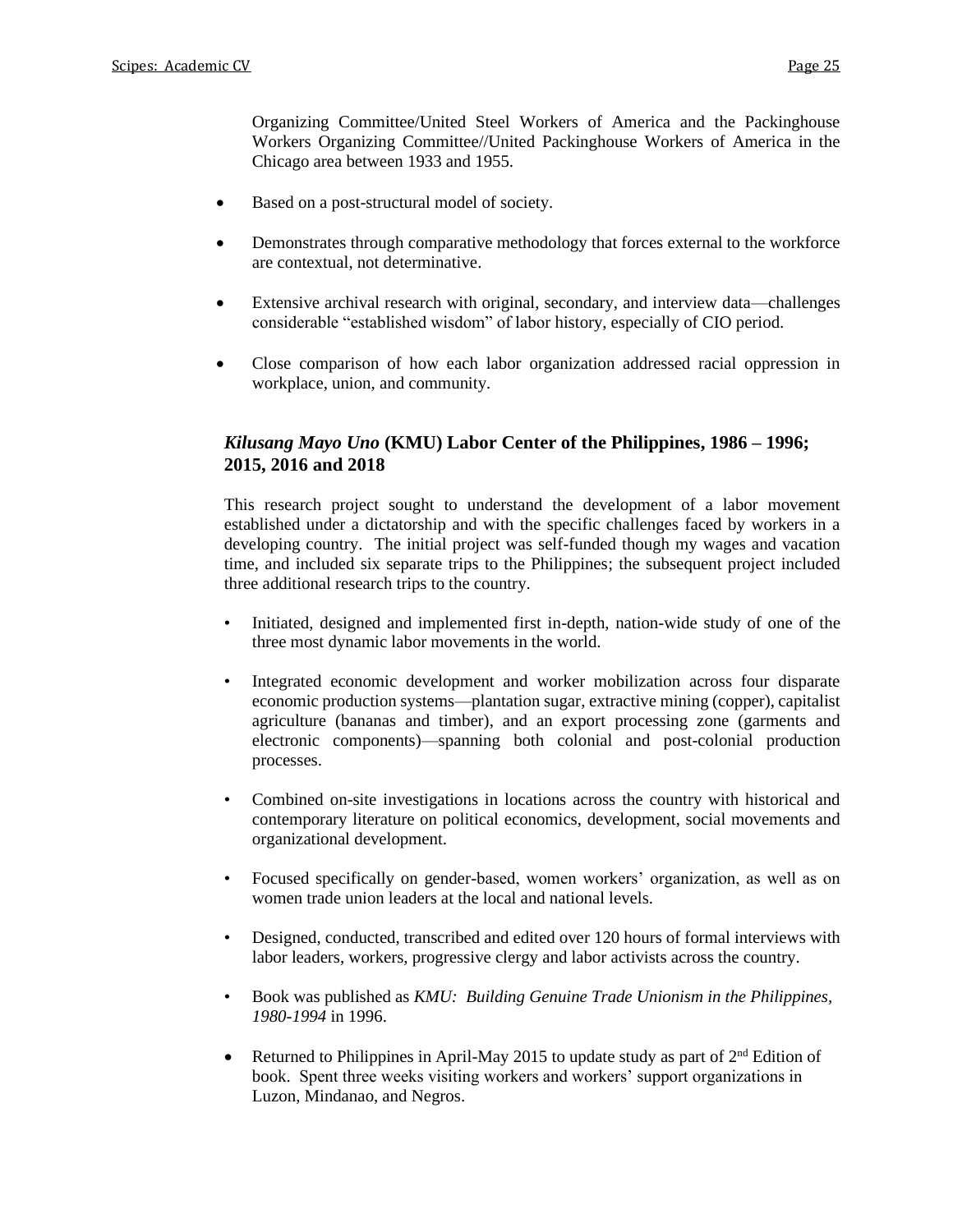Organizing Committee/United Steel Workers of America and the Packinghouse Workers Organizing Committee//United Packinghouse Workers of America in the Chicago area between 1933 and 1955.

- Based on a post-structural model of society.
- Demonstrates through comparative methodology that forces external to the workforce are contextual, not determinative.
- Extensive archival research with original, secondary, and interview data—challenges considerable "established wisdom" of labor history, especially of CIO period.
- Close comparison of how each labor organization addressed racial oppression in workplace, union, and community.

### *Kilusang Mayo Uno* (KMU) Labor Center of the Philippines, 1986 – 1996; 2015, 2016 and 2018

This research project sought to understand the development of a labor movement established under a dictatorship and with the specific challenges faced by workers in a developing country. The initial project was self-funded though my wages and vacation time, and included six separate trips to the Philippines; the subsequent project included three additional research trips to the country.

- Initiated, designed and implemented first in-depth, nation-wide study of one of the three most dynamic labor movements in the world.
- Integrated economic development and worker mobilization across four disparate economic production systems—plantation sugar, extractive mining (copper), capitalist agriculture (bananas and timber), and an export processing zone (garments and electronic components)—spanning both colonial and post-colonial production processes.
- Combined on-site investigations in locations across the country with historical and contemporary literature on political economics, development, social movements and organizational development.
- Focused specifically on gender-based, women workers' organization, as well as on women trade union leaders at the local and national levels.
- Designed, conducted, transcribed and edited over 120 hours of formal interviews with labor leaders, workers, progressive clergy and labor activists across the country.
- Book was published as *KMU: Building Genuine Trade Unionism in the Philippines, 1980-1994* in 1996.
- Returned to Philippines in April-May 2015 to update study as part of 2nd Edition of book. Spent three weeks visiting workers and workers' support organizations in Luzon, Mindanao, and Negros.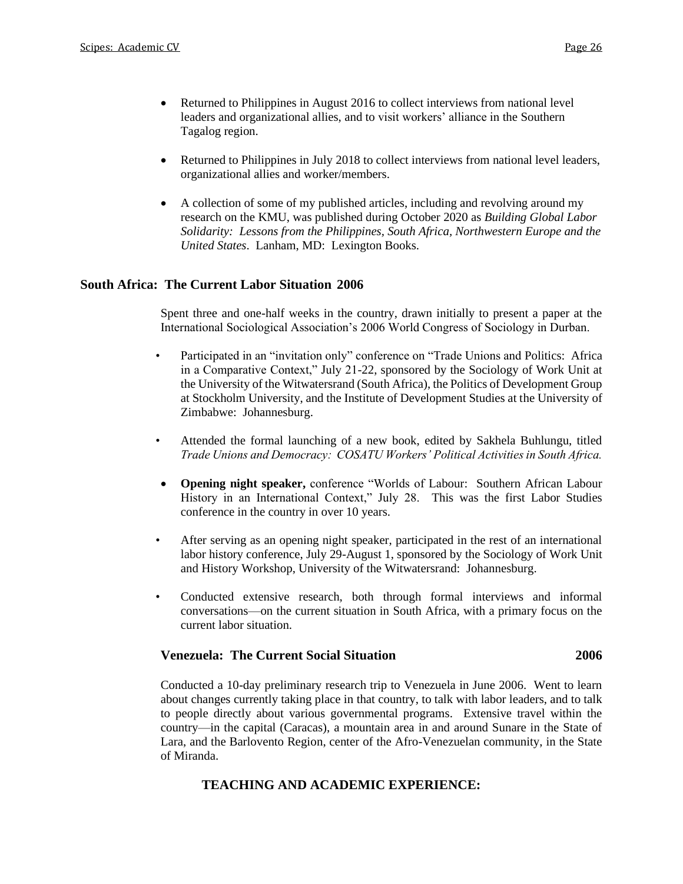- Returned to Philippines in August 2016 to collect interviews from national level leaders and organizational allies, and to visit workers' alliance in the Southern Tagalog region.

- Returned to Philippines in July 2018 to collect interviews from national level leaders, organizational allies and worker/members.

- A collection of some of my published articles, including and revolving around my research on the KMU, was published during October 2020 as *Building Global Labor Solidarity: Lessons from the Philippines, South Africa, Northwestern Europe and the United States*. Lanham, MD: Lexington Books.

**South Africa: The Current Labor Situation 2006**

Spent three and one-half weeks in the country, drawn initially to present a paper at the International Sociological Association's 2006 World Congress of Sociology in Durban.

- Participated in an "invitation only" conference on "Trade Unions and Politics: Africa in a Comparative Context," July 21-22, sponsored by the Sociology of Work Unit at the University of the Witwatersrand (South Africa), the Politics of Development Group at Stockholm University, and the Institute of Development Studies at the University of Zimbabwe: Johannesburg.

- Attended the formal launching of a new book, edited by Sakhela Buhlungu, titled *Trade Unions and Democracy: COSATU Workers' Political Activities in South Africa.*

- **Opening night speaker,** conference "Worlds of Labour: Southern African Labour History in an International Context," July 28. This was the first Labor Studies conference in the country in over 10 years.

- After serving as an opening night speaker, participated in the rest of an international labor history conference, July 29-August 1, sponsored by the Sociology of Work Unit and History Workshop, University of the Witwatersrand: Johannesburg.

- Conducted extensive research, both through formal interviews and informal conversations—on the current situation in South Africa, with a primary focus on the current labor situation.

**Venezuela: The Current Social Situation 2006**

Conducted a 10-day preliminary research trip to Venezuela in June 2006. Went to learn about changes currently taking place in that country, to talk with labor leaders, and to talk to people directly about various governmental programs. Extensive travel within the country—in the capital (Caracas), a mountain area in and around Sunare in the State of Lara, and the Barlovento Region, center of the Afro-Venezuelan community, in the State of Miranda.

## TEACHING AND ACADEMIC EXPERIENCE: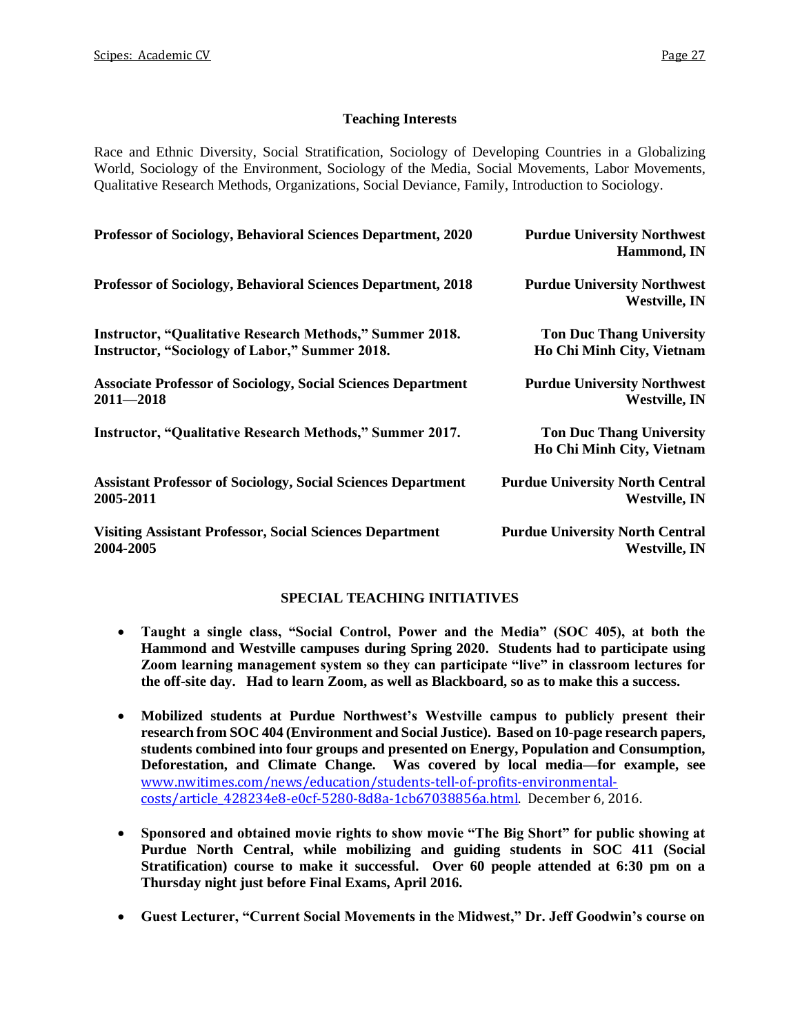### Teaching Interests

Race and Ethnic Diversity, Social Stratification, Sociology of Developing Countries in a Globalizing World, Sociology of the Environment, Sociology of the Media, Social Movements, Labor Movements, Qualitative Research Methods, Organizations, Social Deviance, Family, Introduction to Sociology.

**Professor of Sociology, Behavioral Sciences Department, 2020** — **Purdue University Northwest, Hammond, IN**

**Professor of Sociology, Behavioral Sciences Department, 2018** — **Purdue University Northwest, Westville, IN**

**Instructor, "Qualitative Research Methods," Summer 2018.**
**Instructor, "Sociology of Labor," Summer 2018.** — **Ton Duc Thang University, Ho Chi Minh City, Vietnam**

**Associate Professor of Sociology, Social Sciences Department 2011—2018** — **Purdue University Northwest, Westville, IN**

**Instructor, "Qualitative Research Methods," Summer 2017.** — **Ton Duc Thang University, Ho Chi Minh City, Vietnam**

**Assistant Professor of Sociology, Social Sciences Department 2005-2011** — **Purdue University North Central, Westville, IN**

**Visiting Assistant Professor, Social Sciences Department 2004-2005** — **Purdue University North Central, Westville, IN**

### SPECIAL TEACHING INITIATIVES

- **Taught a single class, "Social Control, Power and the Media" (SOC 405), at both the Hammond and Westville campuses during Spring 2020. Students had to participate using Zoom learning management system so they can participate "live" in classroom lectures for the off-site day. Had to learn Zoom, as well as Blackboard, so as to make this a success.**

- **Mobilized students at Purdue Northwest's Westville campus to publicly present their research from SOC 404 (Environment and Social Justice). Based on 10-page research papers, students combined into four groups and presented on Energy, Population and Consumption, Deforestation, and Climate Change. Was covered by local media—for example, see** www.nwitimes.com/news/education/students-tell-of-profits-environmental-costs/article_428234e8-e0cf-5280-8d8a-1cb67038856a.html. December 6, 2016.

- **Sponsored and obtained movie rights to show movie "The Big Short" for public showing at Purdue North Central, while mobilizing and guiding students in SOC 411 (Social Stratification) course to make it successful. Over 60 people attended at 6:30 pm on a Thursday night just before Final Exams, April 2016.**

- **Guest Lecturer, "Current Social Movements in the Midwest," Dr. Jeff Goodwin's course on**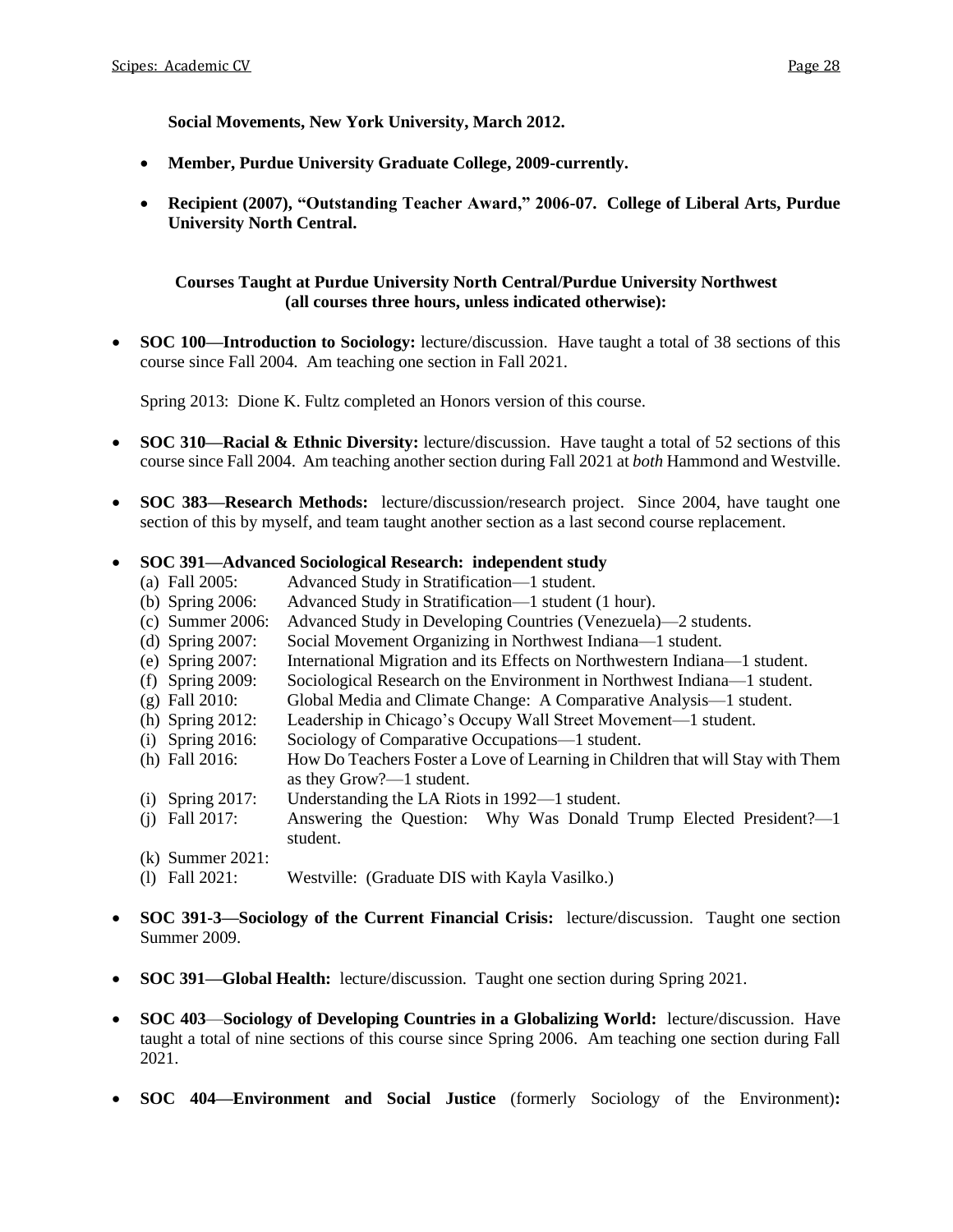**Social Movements, New York University, March 2012.**

- **Member, Purdue University Graduate College, 2009-currently.**
- **Recipient (2007), "Outstanding Teacher Award," 2006-07. College of Liberal Arts, Purdue University North Central.**

**Courses Taught at Purdue University North Central/Purdue University Northwest (all courses three hours, unless indicated otherwise):**

- **SOC 100—Introduction to Sociology:** lecture/discussion. Have taught a total of 38 sections of this course since Fall 2004. Am teaching one section in Fall 2021.

  Spring 2013: Dione K. Fultz completed an Honors version of this course.

- **SOC 310—Racial & Ethnic Diversity:** lecture/discussion. Have taught a total of 52 sections of this course since Fall 2004. Am teaching another section during Fall 2021 at *both* Hammond and Westville.

- **SOC 383—Research Methods:** lecture/discussion/research project. Since 2004, have taught one section of this by myself, and team taught another section as a last second course replacement.

- **SOC 391—Advanced Sociological Research: independent study**
  - (a) Fall 2005: Advanced Study in Stratification—1 student.
  - (b) Spring 2006: Advanced Study in Stratification—1 student (1 hour).
  - (c) Summer 2006: Advanced Study in Developing Countries (Venezuela)—2 students.
  - (d) Spring 2007: Social Movement Organizing in Northwest Indiana—1 student.
  - (e) Spring 2007: International Migration and its Effects on Northwestern Indiana—1 student.
  - (f) Spring 2009: Sociological Research on the Environment in Northwest Indiana—1 student.
  - (g) Fall 2010: Global Media and Climate Change: A Comparative Analysis—1 student.
  - (h) Spring 2012: Leadership in Chicago's Occupy Wall Street Movement—1 student.
  - (i) Spring 2016: Sociology of Comparative Occupations—1 student.
  - (h) Fall 2016: How Do Teachers Foster a Love of Learning in Children that will Stay with Them as they Grow?—1 student.
  - (i) Spring 2017: Understanding the LA Riots in 1992—1 student.
  - (j) Fall 2017: Answering the Question: Why Was Donald Trump Elected President?—1 student.
  - (k) Summer 2021:
  - (l) Fall 2021: Westville: (Graduate DIS with Kayla Vasilko.)

- **SOC 391-3—Sociology of the Current Financial Crisis:** lecture/discussion. Taught one section Summer 2009.

- **SOC 391—Global Health:** lecture/discussion. Taught one section during Spring 2021.

- **SOC 403—Sociology of Developing Countries in a Globalizing World:** lecture/discussion. Have taught a total of nine sections of this course since Spring 2006. Am teaching one section during Fall 2021.

- **SOC 404—Environment and Social Justice** (formerly Sociology of the Environment)**:**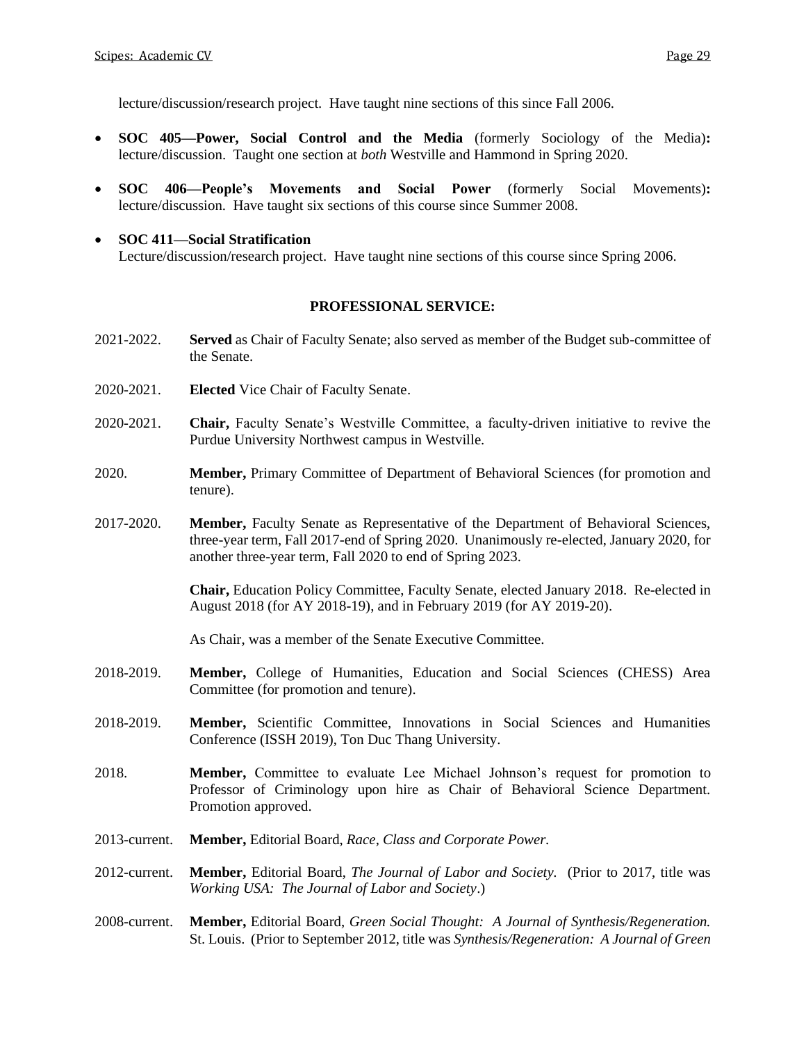lecture/discussion/research project. Have taught nine sections of this since Fall 2006.

- **SOC 405—Power, Social Control and the Media** (formerly Sociology of the Media)**:** lecture/discussion. Taught one section at *both* Westville and Hammond in Spring 2020.

- **SOC 406—People's Movements and Social Power** (formerly Social Movements)**:** lecture/discussion. Have taught six sections of this course since Summer 2008.

- **SOC 411—Social Stratification**
  Lecture/discussion/research project. Have taught nine sections of this course since Spring 2006.

**PROFESSIONAL SERVICE:**

2021-2022. **Served** as Chair of Faculty Senate; also served as member of the Budget sub-committee of the Senate.

2020-2021. **Elected** Vice Chair of Faculty Senate.

2020-2021. **Chair,** Faculty Senate's Westville Committee, a faculty-driven initiative to revive the Purdue University Northwest campus in Westville.

2020. **Member,** Primary Committee of Department of Behavioral Sciences (for promotion and tenure).

2017-2020. **Member,** Faculty Senate as Representative of the Department of Behavioral Sciences, three-year term, Fall 2017-end of Spring 2020. Unanimously re-elected, January 2020, for another three-year term, Fall 2020 to end of Spring 2023.

**Chair,** Education Policy Committee, Faculty Senate, elected January 2018. Re-elected in August 2018 (for AY 2018-19), and in February 2019 (for AY 2019-20).

As Chair, was a member of the Senate Executive Committee.

2018-2019. **Member,** College of Humanities, Education and Social Sciences (CHESS) Area Committee (for promotion and tenure).

2018-2019. **Member,** Scientific Committee, Innovations in Social Sciences and Humanities Conference (ISSH 2019), Ton Duc Thang University.

2018. **Member,** Committee to evaluate Lee Michael Johnson's request for promotion to Professor of Criminology upon hire as Chair of Behavioral Science Department. Promotion approved.

2013-current. **Member,** Editorial Board, *Race, Class and Corporate Power.*

2012-current. **Member,** Editorial Board, *The Journal of Labor and Society.* (Prior to 2017, title was *Working USA: The Journal of Labor and Society*.)

2008-current. **Member,** Editorial Board, *Green Social Thought: A Journal of Synthesis/Regeneration.* St. Louis. (Prior to September 2012, title was *Synthesis/Regeneration: A Journal of Green*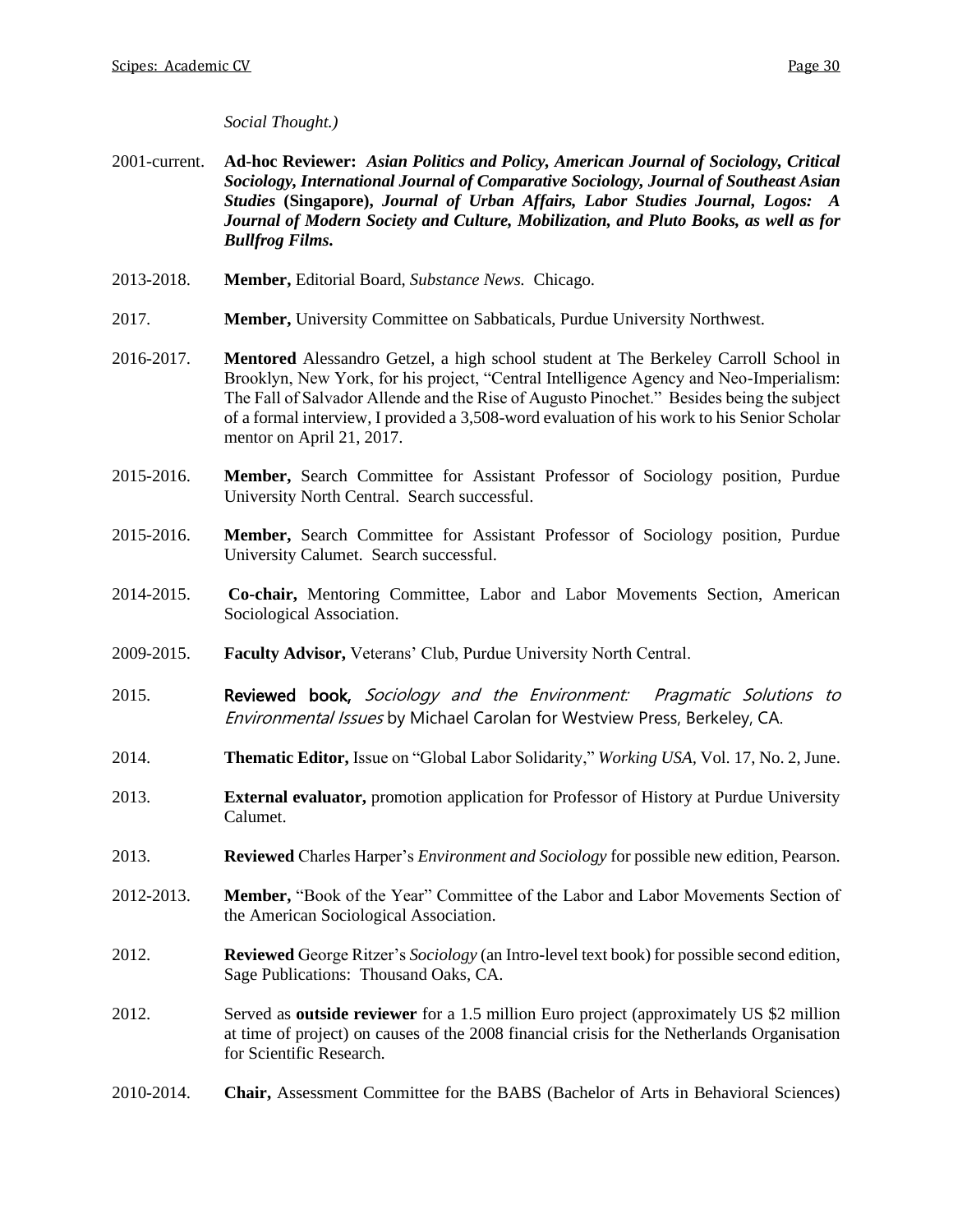*Social Thought.)*

2001-current. **Ad-hoc Reviewer:** ***Asian Politics and Policy, American Journal of Sociology, Critical Sociology, International Journal of Comparative Sociology, Journal of Southeast Asian Studies*** **(Singapore),** ***Journal of Urban Affairs, Labor Studies Journal, Logos: A Journal of Modern Society and Culture, Mobilization, and Pluto Books, as well as for Bullfrog Films.***

2013-2018. **Member,** Editorial Board, *Substance News.* Chicago.

2017. **Member,** University Committee on Sabbaticals, Purdue University Northwest.

2016-2017. **Mentored** Alessandro Getzel, a high school student at The Berkeley Carroll School in Brooklyn, New York, for his project, "Central Intelligence Agency and Neo-Imperialism: The Fall of Salvador Allende and the Rise of Augusto Pinochet." Besides being the subject of a formal interview, I provided a 3,508-word evaluation of his work to his Senior Scholar mentor on April 21, 2017.

2015-2016. **Member,** Search Committee for Assistant Professor of Sociology position, Purdue University North Central. Search successful.

2015-2016. **Member,** Search Committee for Assistant Professor of Sociology position, Purdue University Calumet. Search successful.

2014-2015. **Co-chair,** Mentoring Committee, Labor and Labor Movements Section, American Sociological Association.

2009-2015. **Faculty Advisor,** Veterans' Club, Purdue University North Central.

2015. **Reviewed book,** *Sociology and the Environment: Pragmatic Solutions to Environmental Issues* by Michael Carolan for Westview Press, Berkeley, CA.

2014. **Thematic Editor,** Issue on "Global Labor Solidarity," *Working USA*, Vol. 17, No. 2, June.

2013. **External evaluator,** promotion application for Professor of History at Purdue University Calumet.

2013. **Reviewed** Charles Harper's *Environment and Sociology* for possible new edition, Pearson.

2012-2013. **Member,** "Book of the Year" Committee of the Labor and Labor Movements Section of the American Sociological Association.

2012. **Reviewed** George Ritzer's *Sociology* (an Intro-level text book) for possible second edition, Sage Publications: Thousand Oaks, CA.

2012. Served as **outside reviewer** for a 1.5 million Euro project (approximately US $2 million at time of project) on causes of the 2008 financial crisis for the Netherlands Organisation for Scientific Research.

2010-2014. **Chair,** Assessment Committee for the BABS (Bachelor of Arts in Behavioral Sciences)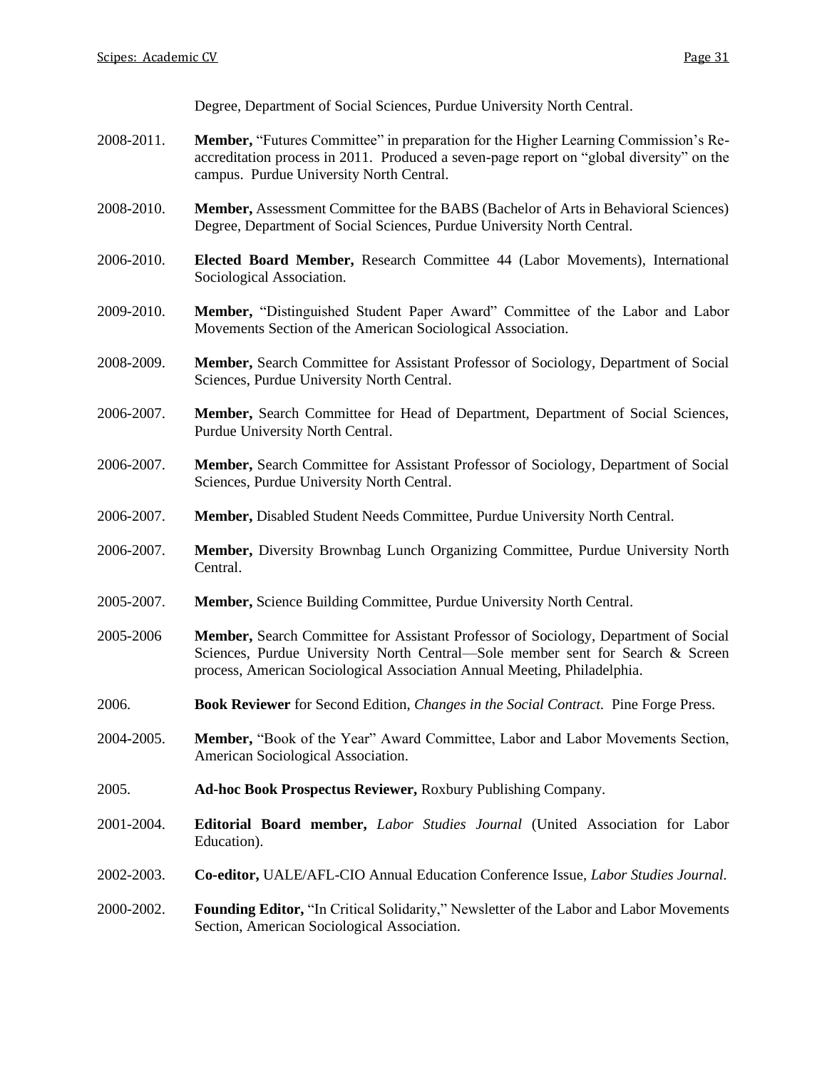Degree, Department of Social Sciences, Purdue University North Central.

2008-2011. **Member,** "Futures Committee" in preparation for the Higher Learning Commission's Re-accreditation process in 2011. Produced a seven-page report on "global diversity" on the campus. Purdue University North Central.

2008-2010. **Member,** Assessment Committee for the BABS (Bachelor of Arts in Behavioral Sciences) Degree, Department of Social Sciences, Purdue University North Central.

2006-2010. **Elected Board Member,** Research Committee 44 (Labor Movements), International Sociological Association.

2009-2010. **Member,** "Distinguished Student Paper Award" Committee of the Labor and Labor Movements Section of the American Sociological Association.

2008-2009. **Member,** Search Committee for Assistant Professor of Sociology, Department of Social Sciences, Purdue University North Central.

2006-2007. **Member,** Search Committee for Head of Department, Department of Social Sciences, Purdue University North Central.

2006-2007. **Member,** Search Committee for Assistant Professor of Sociology, Department of Social Sciences, Purdue University North Central.

2006-2007. **Member,** Disabled Student Needs Committee, Purdue University North Central.

2006-2007. **Member,** Diversity Brownbag Lunch Organizing Committee, Purdue University North Central.

2005-2007. **Member,** Science Building Committee, Purdue University North Central.

2005-2006 **Member,** Search Committee for Assistant Professor of Sociology, Department of Social Sciences, Purdue University North Central—Sole member sent for Search & Screen process, American Sociological Association Annual Meeting, Philadelphia.

2006. **Book Reviewer** for Second Edition, *Changes in the Social Contract.* Pine Forge Press.

2004-2005. **Member,** "Book of the Year" Award Committee, Labor and Labor Movements Section, American Sociological Association.

2005. **Ad-hoc Book Prospectus Reviewer,** Roxbury Publishing Company.

2001-2004. **Editorial Board member,** *Labor Studies Journal* (United Association for Labor Education).

2002-2003. **Co-editor,** UALE/AFL-CIO Annual Education Conference Issue, *Labor Studies Journal.*

2000-2002. **Founding Editor,** "In Critical Solidarity," Newsletter of the Labor and Labor Movements Section, American Sociological Association.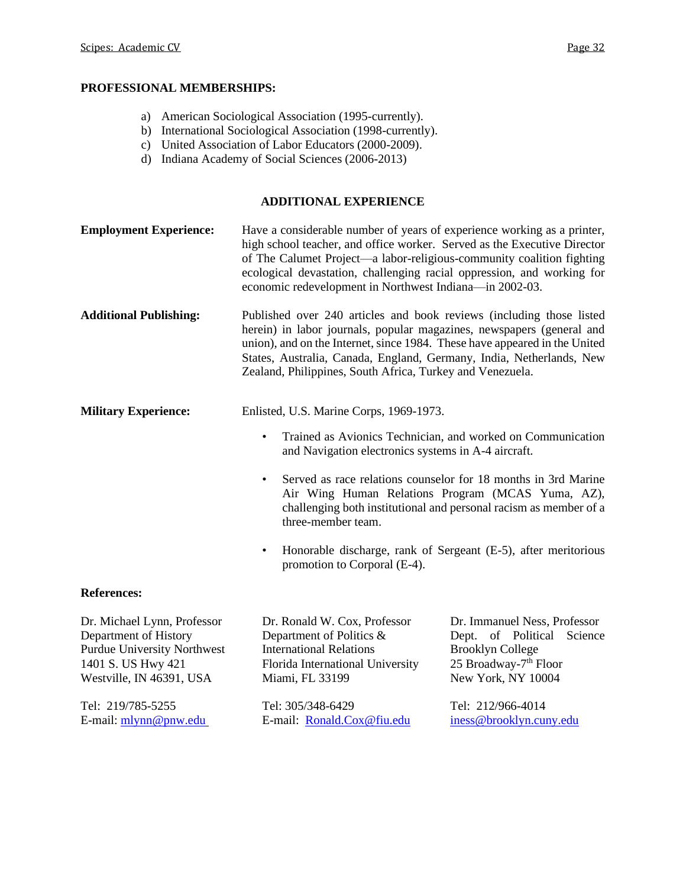**PROFESSIONAL MEMBERSHIPS:**

a) American Sociological Association (1995-currently).
b) International Sociological Association (1998-currently).
c) United Association of Labor Educators (2000-2009).
d) Indiana Academy of Social Sciences (2006-2013)

## ADDITIONAL EXPERIENCE

**Employment Experience:** Have a considerable number of years of experience working as a printer, high school teacher, and office worker. Served as the Executive Director of The Calumet Project—a labor-religious-community coalition fighting ecological devastation, challenging racial oppression, and working for economic redevelopment in Northwest Indiana—in 2002-03.

**Additional Publishing:** Published over 240 articles and book reviews (including those listed herein) in labor journals, popular magazines, newspapers (general and union), and on the Internet, since 1984. These have appeared in the United States, Australia, Canada, England, Germany, India, Netherlands, New Zealand, Philippines, South Africa, Turkey and Venezuela.

**Military Experience:** Enlisted, U.S. Marine Corps, 1969-1973.

- Trained as Avionics Technician, and worked on Communication and Navigation electronics systems in A-4 aircraft.
- Served as race relations counselor for 18 months in 3rd Marine Air Wing Human Relations Program (MCAS Yuma, AZ), challenging both institutional and personal racism as member of a three-member team.
- Honorable discharge, rank of Sergeant (E-5), after meritorious promotion to Corporal (E-4).

**References:**

Dr. Michael Lynn, Professor
Department of History
Purdue University Northwest
1401 S. US Hwy 421
Westville, IN 46391, USA

Tel: 219/785-5255
E-mail: mlynn@pnw.edu

Dr. Ronald W. Cox, Professor
Department of Politics & International Relations
Florida International University
Miami, FL 33199

Tel: 305/348-6429
E-mail: Ronald.Cox@fiu.edu

Dr. Immanuel Ness, Professor
Dept. of Political Science
Brooklyn College
25 Broadway-7th Floor
New York, NY 10004

Tel: 212/966-4014
iness@brooklyn.cuny.edu